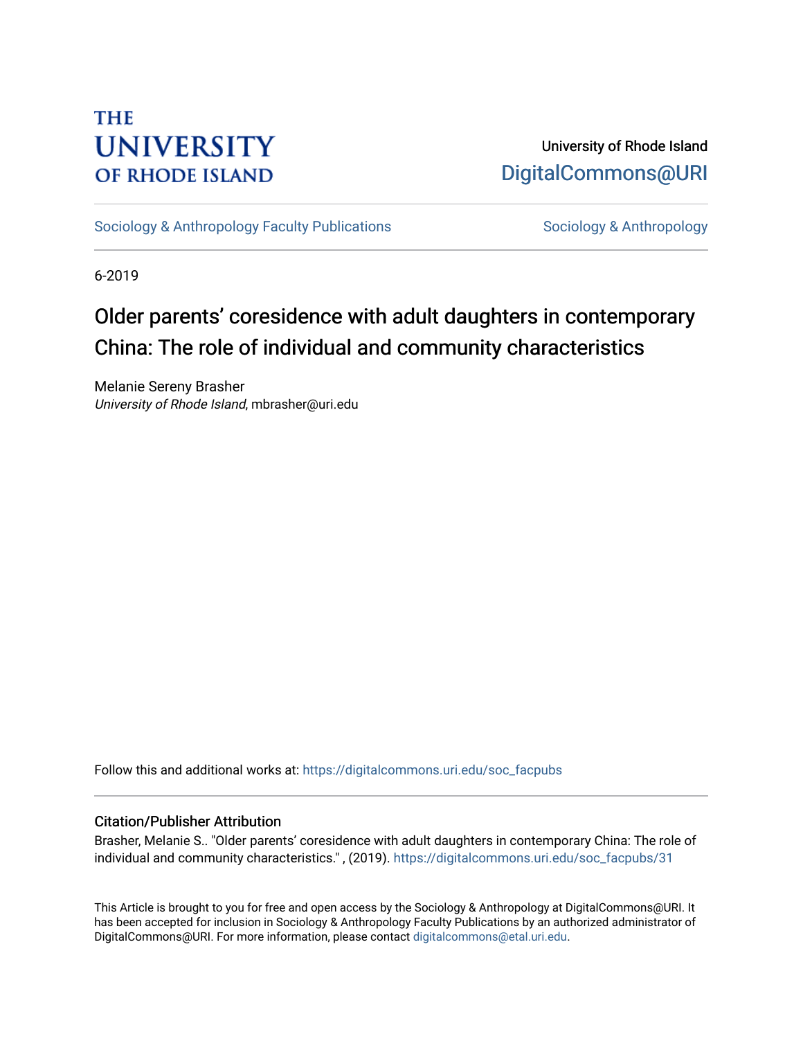THE UNIVERSITY OF RHODE ISLAND

University of Rhode Island
DigitalCommons@URI

Sociology & Anthropology Faculty Publications | Sociology & Anthropology

6-2019

# Older parents' coresidence with adult daughters in contemporary China: The role of individual and community characteristics

Melanie Sereny Brasher
*University of Rhode Island*, mbrasher@uri.edu

Follow this and additional works at: https://digitalcommons.uri.edu/soc_facpubs

## Citation/Publisher Attribution

Brasher, Melanie S.. "Older parents' coresidence with adult daughters in contemporary China: The role of individual and community characteristics." , (2019). https://digitalcommons.uri.edu/soc_facpubs/31

This Article is brought to you for free and open access by the Sociology & Anthropology at DigitalCommons@URI. It has been accepted for inclusion in Sociology & Anthropology Faculty Publications by an authorized administrator of DigitalCommons@URI. For more information, please contact digitalcommons@etal.uri.edu.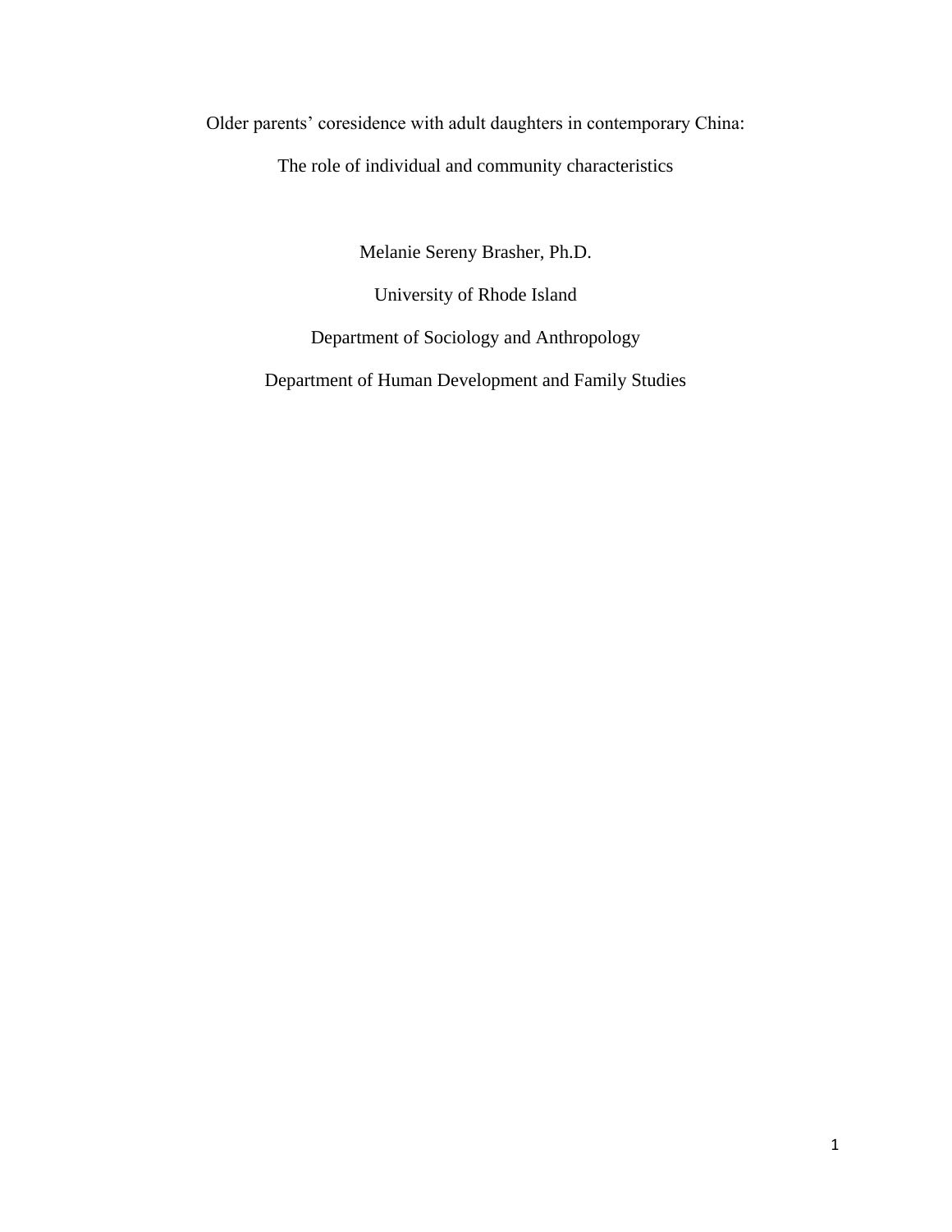Older parents' coresidence with adult daughters in contemporary China:

The role of individual and community characteristics

Melanie Sereny Brasher, Ph.D.

University of Rhode Island

Department of Sociology and Anthropology

Department of Human Development and Family Studies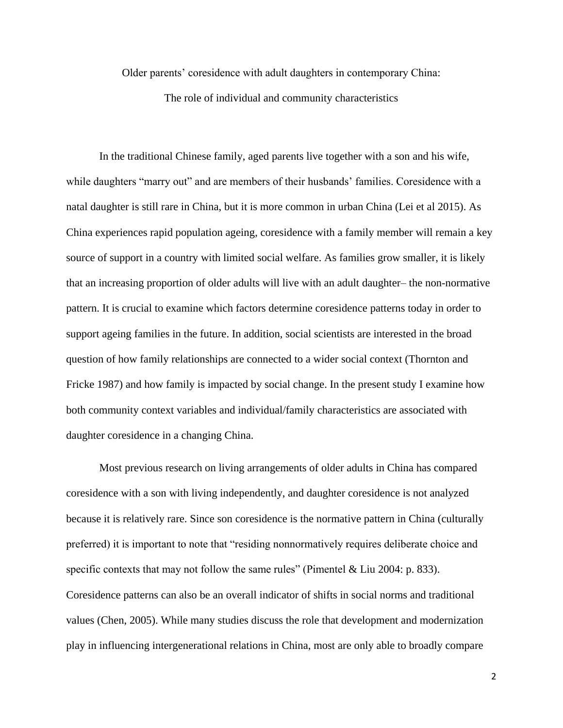Older parents' coresidence with adult daughters in contemporary China:

The role of individual and community characteristics

In the traditional Chinese family, aged parents live together with a son and his wife, while daughters "marry out" and are members of their husbands' families. Coresidence with a natal daughter is still rare in China, but it is more common in urban China (Lei et al 2015). As China experiences rapid population ageing, coresidence with a family member will remain a key source of support in a country with limited social welfare. As families grow smaller, it is likely that an increasing proportion of older adults will live with an adult daughter– the non-normative pattern. It is crucial to examine which factors determine coresidence patterns today in order to support ageing families in the future. In addition, social scientists are interested in the broad question of how family relationships are connected to a wider social context (Thornton and Fricke 1987) and how family is impacted by social change. In the present study I examine how both community context variables and individual/family characteristics are associated with daughter coresidence in a changing China.

Most previous research on living arrangements of older adults in China has compared coresidence with a son with living independently, and daughter coresidence is not analyzed because it is relatively rare. Since son coresidence is the normative pattern in China (culturally preferred) it is important to note that "residing nonnormatively requires deliberate choice and specific contexts that may not follow the same rules" (Pimentel & Liu 2004: p. 833). Coresidence patterns can also be an overall indicator of shifts in social norms and traditional values (Chen, 2005). While many studies discuss the role that development and modernization play in influencing intergenerational relations in China, most are only able to broadly compare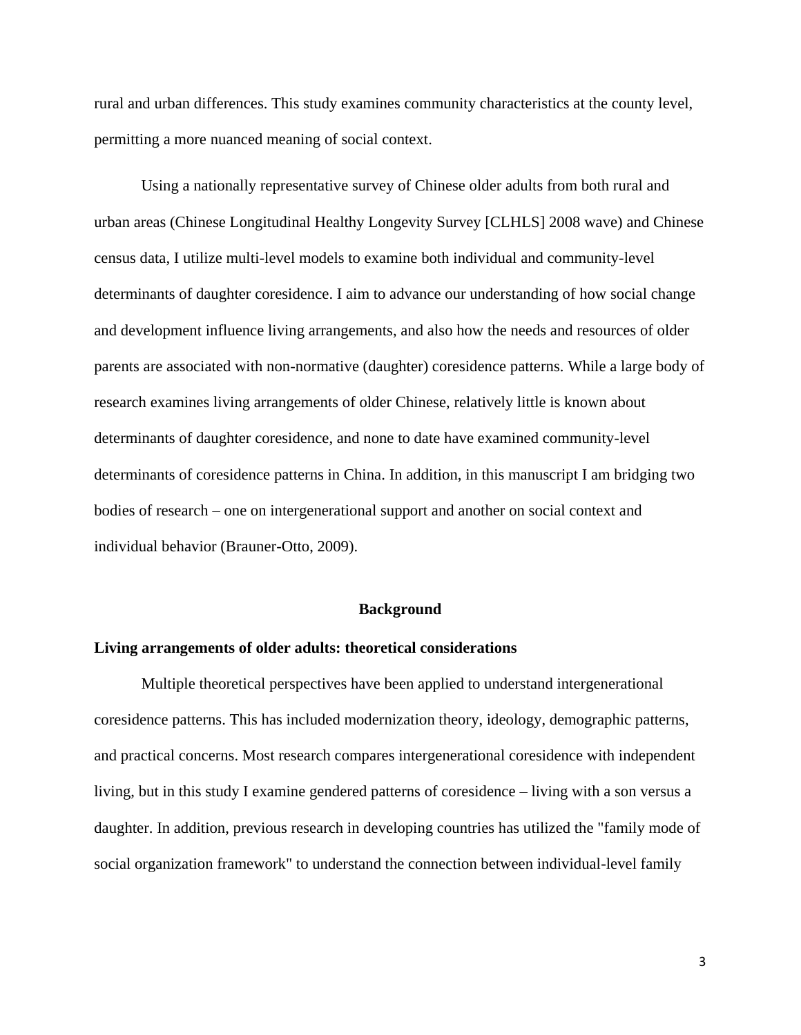rural and urban differences. This study examines community characteristics at the county level, permitting a more nuanced meaning of social context.

Using a nationally representative survey of Chinese older adults from both rural and urban areas (Chinese Longitudinal Healthy Longevity Survey [CLHLS] 2008 wave) and Chinese census data, I utilize multi-level models to examine both individual and community-level determinants of daughter coresidence. I aim to advance our understanding of how social change and development influence living arrangements, and also how the needs and resources of older parents are associated with non-normative (daughter) coresidence patterns. While a large body of research examines living arrangements of older Chinese, relatively little is known about determinants of daughter coresidence, and none to date have examined community-level determinants of coresidence patterns in China. In addition, in this manuscript I am bridging two bodies of research – one on intergenerational support and another on social context and individual behavior (Brauner-Otto, 2009).

## Background

### Living arrangements of older adults: theoretical considerations

Multiple theoretical perspectives have been applied to understand intergenerational coresidence patterns. This has included modernization theory, ideology, demographic patterns, and practical concerns. Most research compares intergenerational coresidence with independent living, but in this study I examine gendered patterns of coresidence – living with a son versus a daughter. In addition, previous research in developing countries has utilized the "family mode of social organization framework" to understand the connection between individual-level family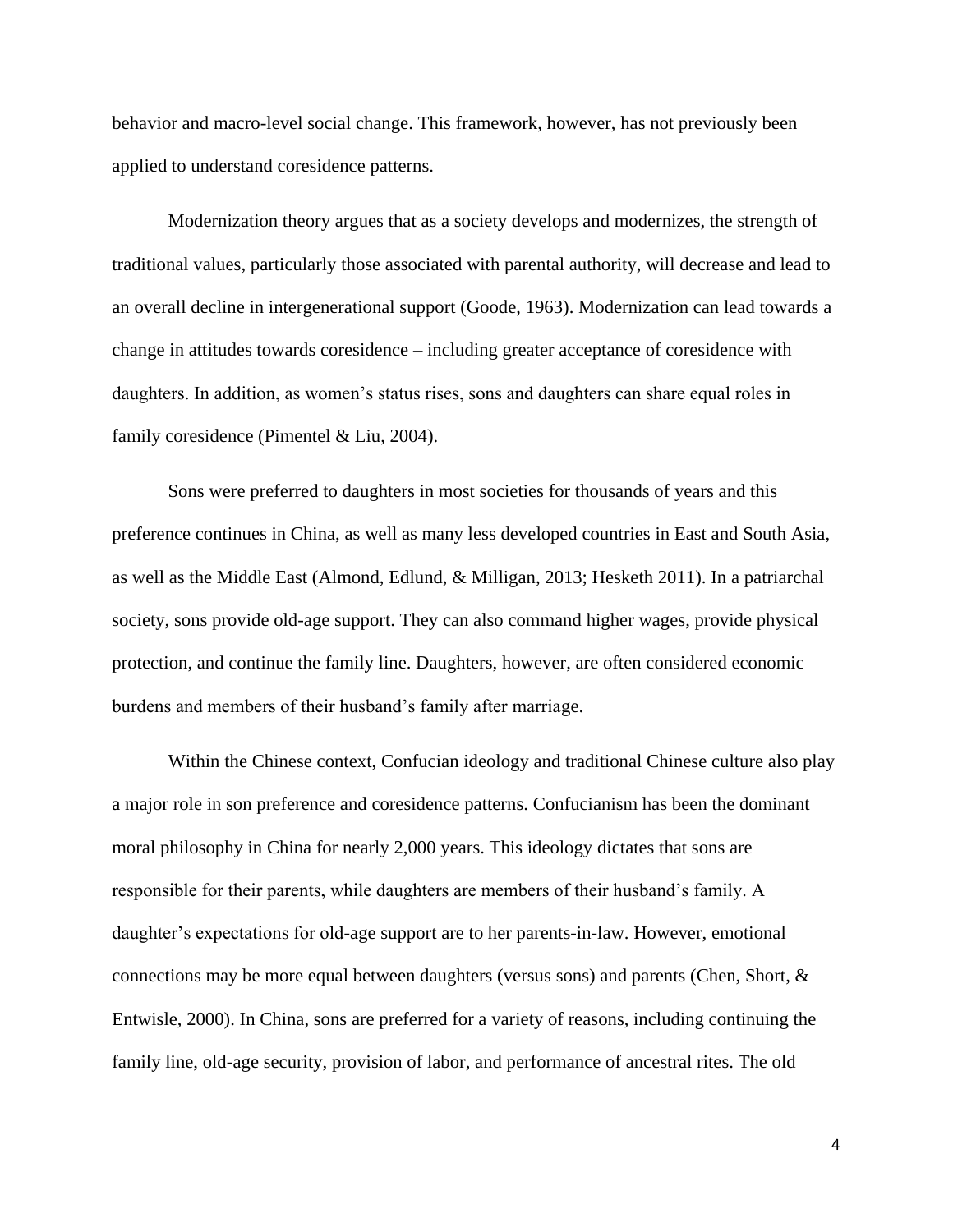behavior and macro-level social change. This framework, however, has not previously been applied to understand coresidence patterns.

Modernization theory argues that as a society develops and modernizes, the strength of traditional values, particularly those associated with parental authority, will decrease and lead to an overall decline in intergenerational support (Goode, 1963). Modernization can lead towards a change in attitudes towards coresidence – including greater acceptance of coresidence with daughters. In addition, as women's status rises, sons and daughters can share equal roles in family coresidence (Pimentel & Liu, 2004).

Sons were preferred to daughters in most societies for thousands of years and this preference continues in China, as well as many less developed countries in East and South Asia, as well as the Middle East (Almond, Edlund, & Milligan, 2013; Hesketh 2011). In a patriarchal society, sons provide old-age support. They can also command higher wages, provide physical protection, and continue the family line. Daughters, however, are often considered economic burdens and members of their husband's family after marriage.

Within the Chinese context, Confucian ideology and traditional Chinese culture also play a major role in son preference and coresidence patterns. Confucianism has been the dominant moral philosophy in China for nearly 2,000 years. This ideology dictates that sons are responsible for their parents, while daughters are members of their husband's family. A daughter's expectations for old-age support are to her parents-in-law. However, emotional connections may be more equal between daughters (versus sons) and parents (Chen, Short, & Entwisle, 2000). In China, sons are preferred for a variety of reasons, including continuing the family line, old-age security, provision of labor, and performance of ancestral rites. The old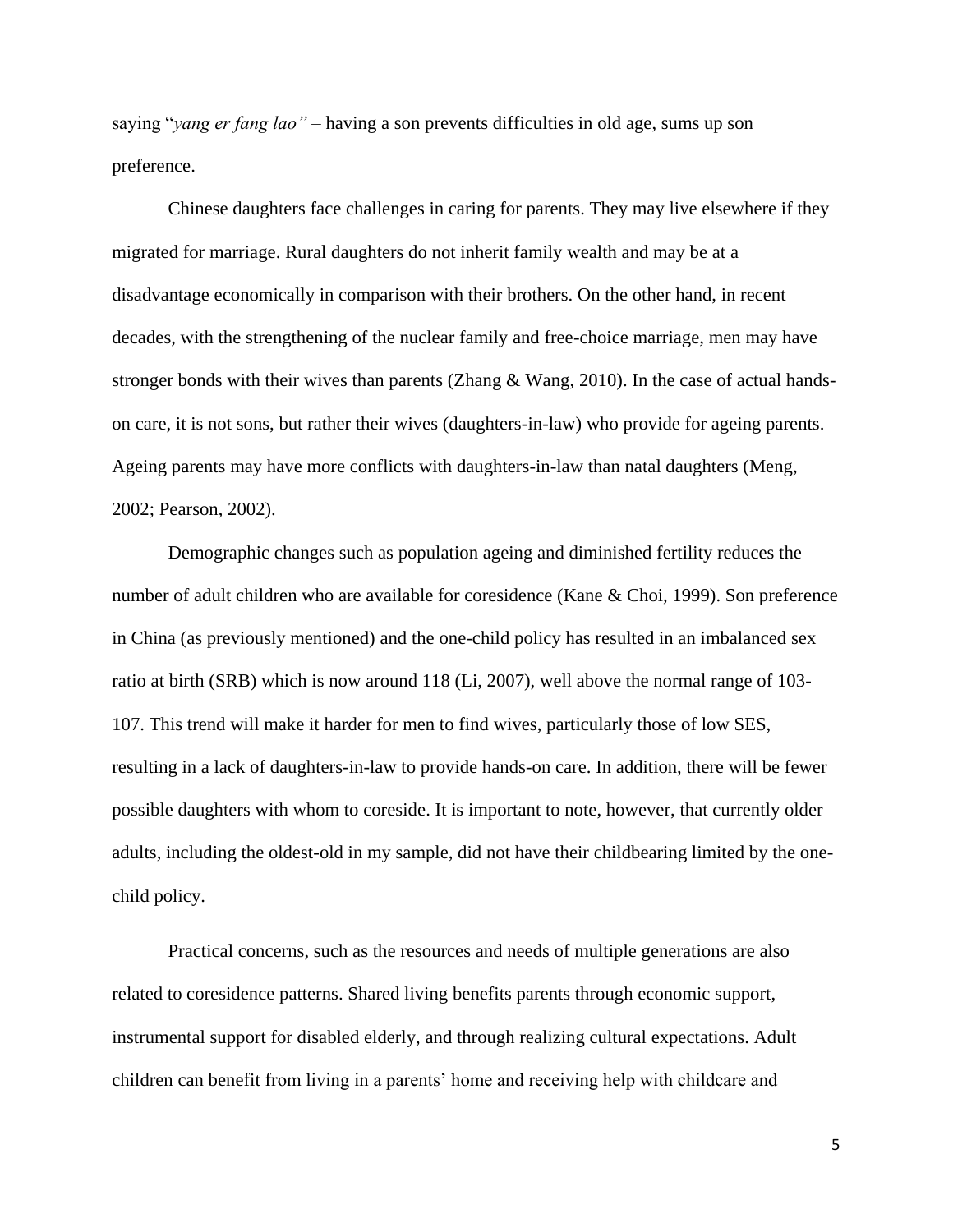saying "*yang er fang lao"* – having a son prevents difficulties in old age, sums up son preference.

Chinese daughters face challenges in caring for parents. They may live elsewhere if they migrated for marriage. Rural daughters do not inherit family wealth and may be at a disadvantage economically in comparison with their brothers. On the other hand, in recent decades, with the strengthening of the nuclear family and free-choice marriage, men may have stronger bonds with their wives than parents (Zhang & Wang, 2010). In the case of actual hands-on care, it is not sons, but rather their wives (daughters-in-law) who provide for ageing parents. Ageing parents may have more conflicts with daughters-in-law than natal daughters (Meng, 2002; Pearson, 2002).

Demographic changes such as population ageing and diminished fertility reduces the number of adult children who are available for coresidence (Kane & Choi, 1999). Son preference in China (as previously mentioned) and the one-child policy has resulted in an imbalanced sex ratio at birth (SRB) which is now around 118 (Li, 2007), well above the normal range of 103-107. This trend will make it harder for men to find wives, particularly those of low SES, resulting in a lack of daughters-in-law to provide hands-on care. In addition, there will be fewer possible daughters with whom to coreside. It is important to note, however, that currently older adults, including the oldest-old in my sample, did not have their childbearing limited by the one-child policy.

Practical concerns, such as the resources and needs of multiple generations are also related to coresidence patterns. Shared living benefits parents through economic support, instrumental support for disabled elderly, and through realizing cultural expectations. Adult children can benefit from living in a parents' home and receiving help with childcare and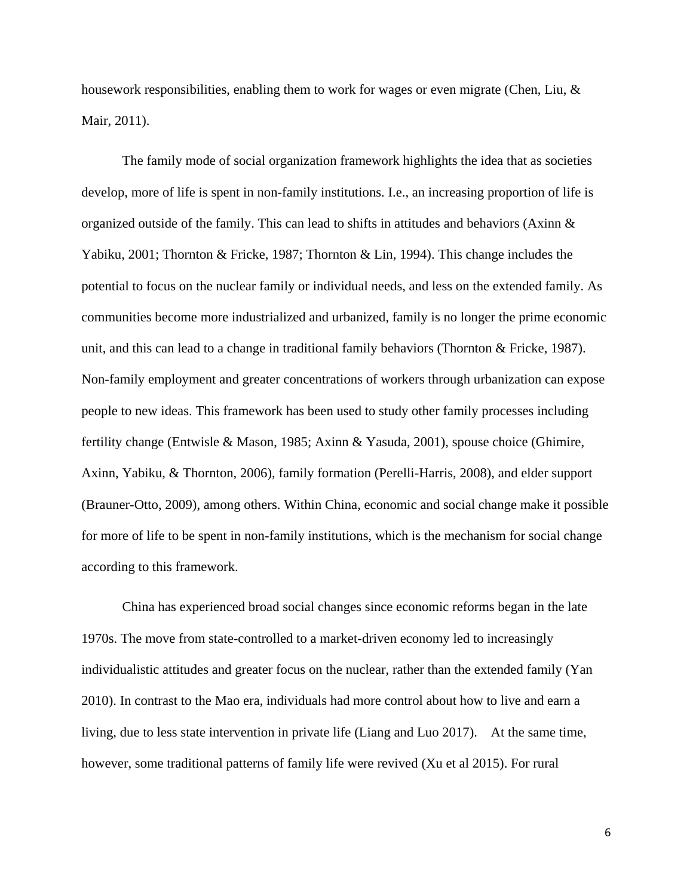housework responsibilities, enabling them to work for wages or even migrate (Chen, Liu, & Mair, 2011).

The family mode of social organization framework highlights the idea that as societies develop, more of life is spent in non-family institutions. I.e., an increasing proportion of life is organized outside of the family. This can lead to shifts in attitudes and behaviors (Axinn & Yabiku, 2001; Thornton & Fricke, 1987; Thornton & Lin, 1994). This change includes the potential to focus on the nuclear family or individual needs, and less on the extended family. As communities become more industrialized and urbanized, family is no longer the prime economic unit, and this can lead to a change in traditional family behaviors (Thornton & Fricke, 1987). Non-family employment and greater concentrations of workers through urbanization can expose people to new ideas. This framework has been used to study other family processes including fertility change (Entwisle & Mason, 1985; Axinn & Yasuda, 2001), spouse choice (Ghimire, Axinn, Yabiku, & Thornton, 2006), family formation (Perelli-Harris, 2008), and elder support (Brauner-Otto, 2009), among others. Within China, economic and social change make it possible for more of life to be spent in non-family institutions, which is the mechanism for social change according to this framework.

China has experienced broad social changes since economic reforms began in the late 1970s. The move from state-controlled to a market-driven economy led to increasingly individualistic attitudes and greater focus on the nuclear, rather than the extended family (Yan 2010). In contrast to the Mao era, individuals had more control about how to live and earn a living, due to less state intervention in private life (Liang and Luo 2017). At the same time, however, some traditional patterns of family life were revived (Xu et al 2015). For rural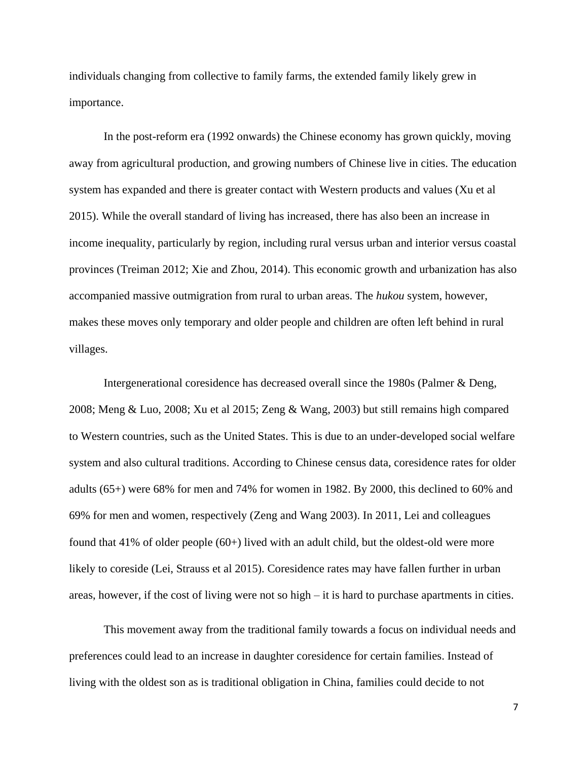individuals changing from collective to family farms, the extended family likely grew in importance.

In the post-reform era (1992 onwards) the Chinese economy has grown quickly, moving away from agricultural production, and growing numbers of Chinese live in cities. The education system has expanded and there is greater contact with Western products and values (Xu et al 2015). While the overall standard of living has increased, there has also been an increase in income inequality, particularly by region, including rural versus urban and interior versus coastal provinces (Treiman 2012; Xie and Zhou, 2014). This economic growth and urbanization has also accompanied massive outmigration from rural to urban areas. The *hukou* system, however, makes these moves only temporary and older people and children are often left behind in rural villages.

Intergenerational coresidence has decreased overall since the 1980s (Palmer & Deng, 2008; Meng & Luo, 2008; Xu et al 2015; Zeng & Wang, 2003) but still remains high compared to Western countries, such as the United States. This is due to an under-developed social welfare system and also cultural traditions. According to Chinese census data, coresidence rates for older adults (65+) were 68% for men and 74% for women in 1982. By 2000, this declined to 60% and 69% for men and women, respectively (Zeng and Wang 2003). In 2011, Lei and colleagues found that 41% of older people (60+) lived with an adult child, but the oldest-old were more likely to coreside (Lei, Strauss et al 2015). Coresidence rates may have fallen further in urban areas, however, if the cost of living were not so high – it is hard to purchase apartments in cities.

This movement away from the traditional family towards a focus on individual needs and preferences could lead to an increase in daughter coresidence for certain families. Instead of living with the oldest son as is traditional obligation in China, families could decide to not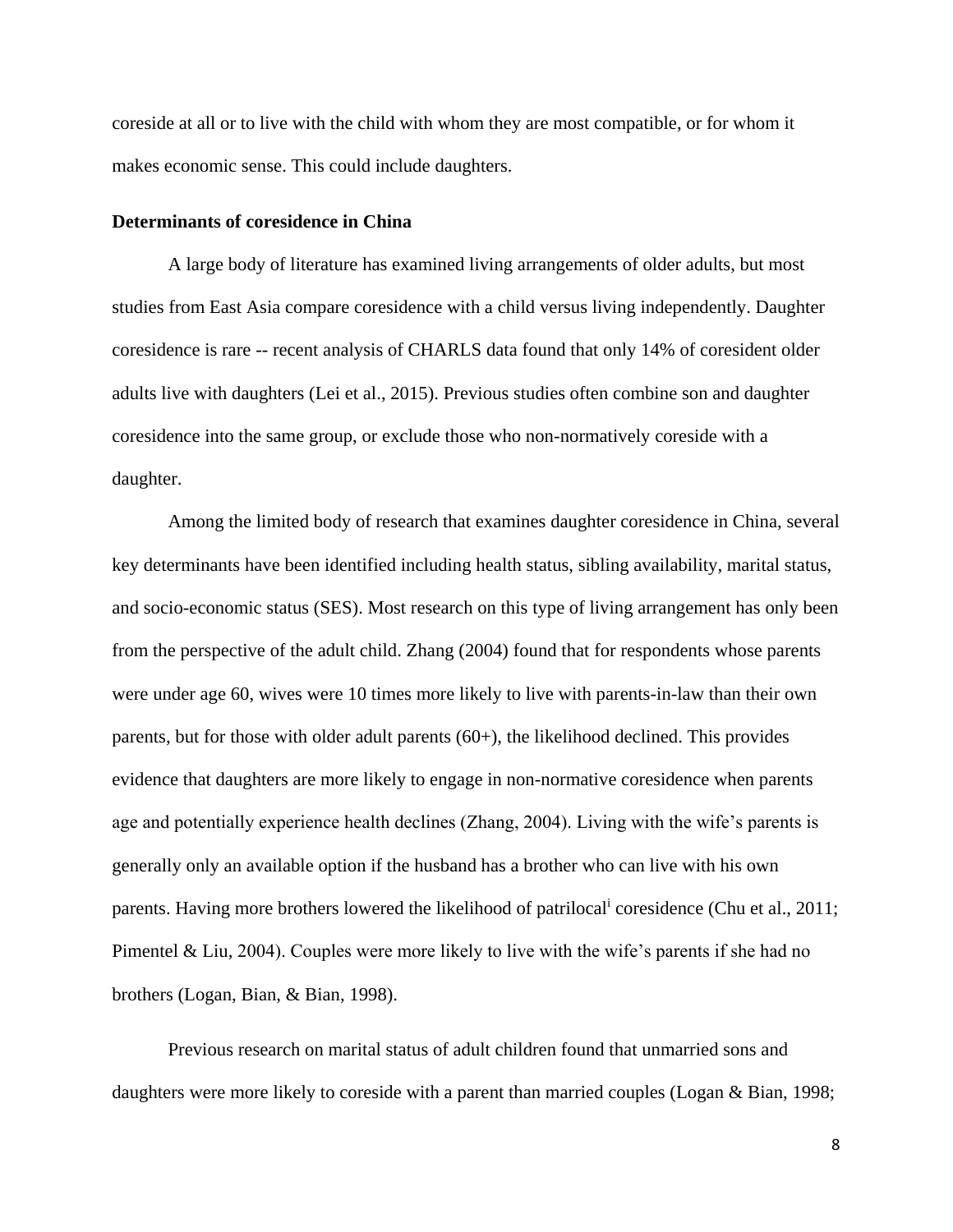coreside at all or to live with the child with whom they are most compatible, or for whom it makes economic sense. This could include daughters.

**Determinants of coresidence in China**

A large body of literature has examined living arrangements of older adults, but most studies from East Asia compare coresidence with a child versus living independently. Daughter coresidence is rare -- recent analysis of CHARLS data found that only 14% of coresident older adults live with daughters (Lei et al., 2015). Previous studies often combine son and daughter coresidence into the same group, or exclude those who non-normatively coreside with a daughter.

Among the limited body of research that examines daughter coresidence in China, several key determinants have been identified including health status, sibling availability, marital status, and socio-economic status (SES). Most research on this type of living arrangement has only been from the perspective of the adult child. Zhang (2004) found that for respondents whose parents were under age 60, wives were 10 times more likely to live with parents-in-law than their own parents, but for those with older adult parents (60+), the likelihood declined. This provides evidence that daughters are more likely to engage in non-normative coresidence when parents age and potentially experience health declines (Zhang, 2004). Living with the wife's parents is generally only an available option if the husband has a brother who can live with his own parents. Having more brothers lowered the likelihood of patrilocal[i] coresidence (Chu et al., 2011; Pimentel & Liu, 2004). Couples were more likely to live with the wife's parents if she had no brothers (Logan, Bian, & Bian, 1998).

Previous research on marital status of adult children found that unmarried sons and daughters were more likely to coreside with a parent than married couples (Logan & Bian, 1998;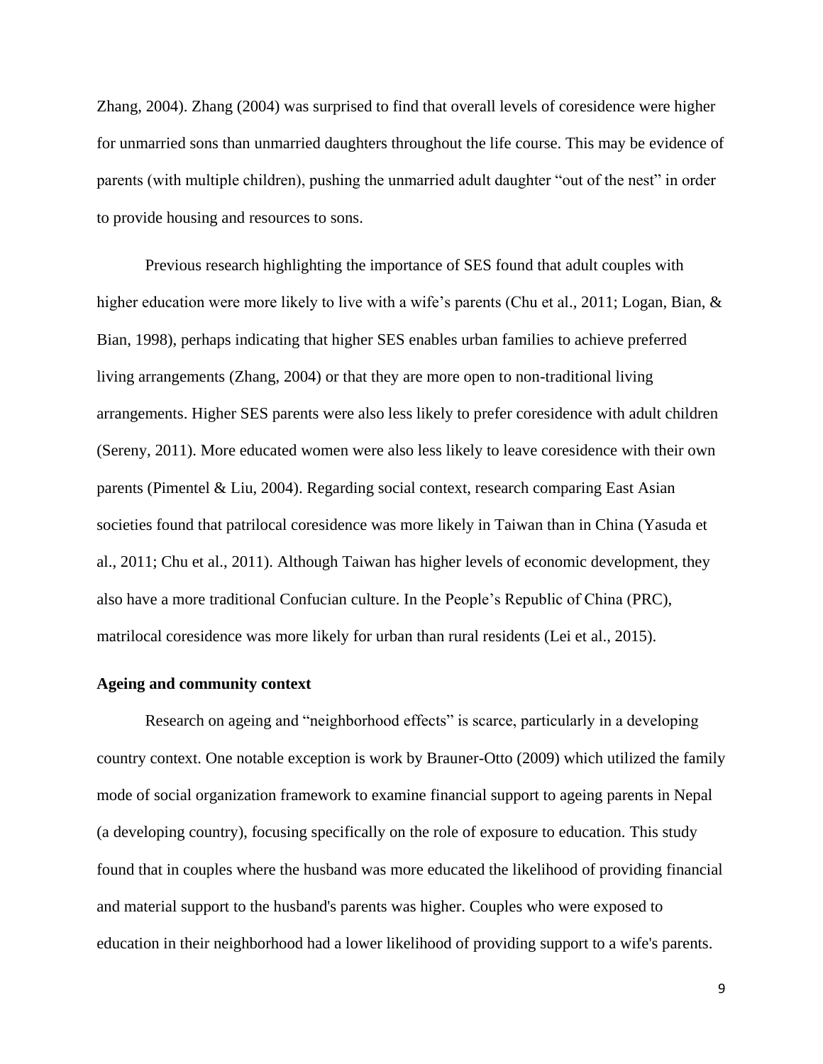Zhang, 2004). Zhang (2004) was surprised to find that overall levels of coresidence were higher for unmarried sons than unmarried daughters throughout the life course. This may be evidence of parents (with multiple children), pushing the unmarried adult daughter "out of the nest" in order to provide housing and resources to sons.

Previous research highlighting the importance of SES found that adult couples with higher education were more likely to live with a wife's parents (Chu et al., 2011; Logan, Bian, & Bian, 1998), perhaps indicating that higher SES enables urban families to achieve preferred living arrangements (Zhang, 2004) or that they are more open to non-traditional living arrangements. Higher SES parents were also less likely to prefer coresidence with adult children (Sereny, 2011). More educated women were also less likely to leave coresidence with their own parents (Pimentel & Liu, 2004). Regarding social context, research comparing East Asian societies found that patrilocal coresidence was more likely in Taiwan than in China (Yasuda et al., 2011; Chu et al., 2011). Although Taiwan has higher levels of economic development, they also have a more traditional Confucian culture. In the People's Republic of China (PRC), matrilocal coresidence was more likely for urban than rural residents (Lei et al., 2015).

**Ageing and community context**

Research on ageing and "neighborhood effects" is scarce, particularly in a developing country context. One notable exception is work by Brauner-Otto (2009) which utilized the family mode of social organization framework to examine financial support to ageing parents in Nepal (a developing country), focusing specifically on the role of exposure to education. This study found that in couples where the husband was more educated the likelihood of providing financial and material support to the husband's parents was higher. Couples who were exposed to education in their neighborhood had a lower likelihood of providing support to a wife's parents.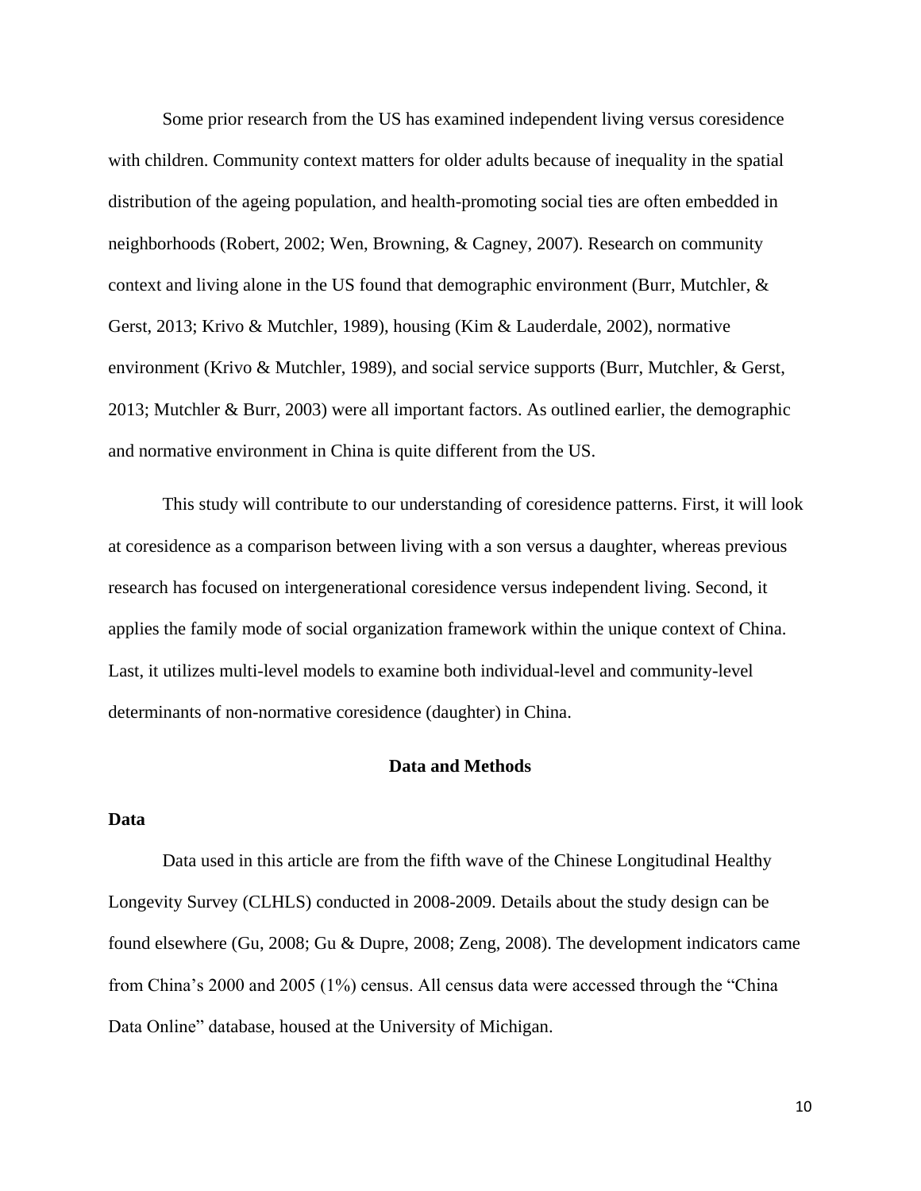Some prior research from the US has examined independent living versus coresidence with children. Community context matters for older adults because of inequality in the spatial distribution of the ageing population, and health-promoting social ties are often embedded in neighborhoods (Robert, 2002; Wen, Browning, & Cagney, 2007). Research on community context and living alone in the US found that demographic environment (Burr, Mutchler, & Gerst, 2013; Krivo & Mutchler, 1989), housing (Kim & Lauderdale, 2002), normative environment (Krivo & Mutchler, 1989), and social service supports (Burr, Mutchler, & Gerst, 2013; Mutchler & Burr, 2003) were all important factors. As outlined earlier, the demographic and normative environment in China is quite different from the US.

This study will contribute to our understanding of coresidence patterns. First, it will look at coresidence as a comparison between living with a son versus a daughter, whereas previous research has focused on intergenerational coresidence versus independent living. Second, it applies the family mode of social organization framework within the unique context of China. Last, it utilizes multi-level models to examine both individual-level and community-level determinants of non-normative coresidence (daughter) in China.

## Data and Methods

### Data

Data used in this article are from the fifth wave of the Chinese Longitudinal Healthy Longevity Survey (CLHLS) conducted in 2008-2009. Details about the study design can be found elsewhere (Gu, 2008; Gu & Dupre, 2008; Zeng, 2008). The development indicators came from China's 2000 and 2005 (1%) census. All census data were accessed through the "China Data Online" database, housed at the University of Michigan.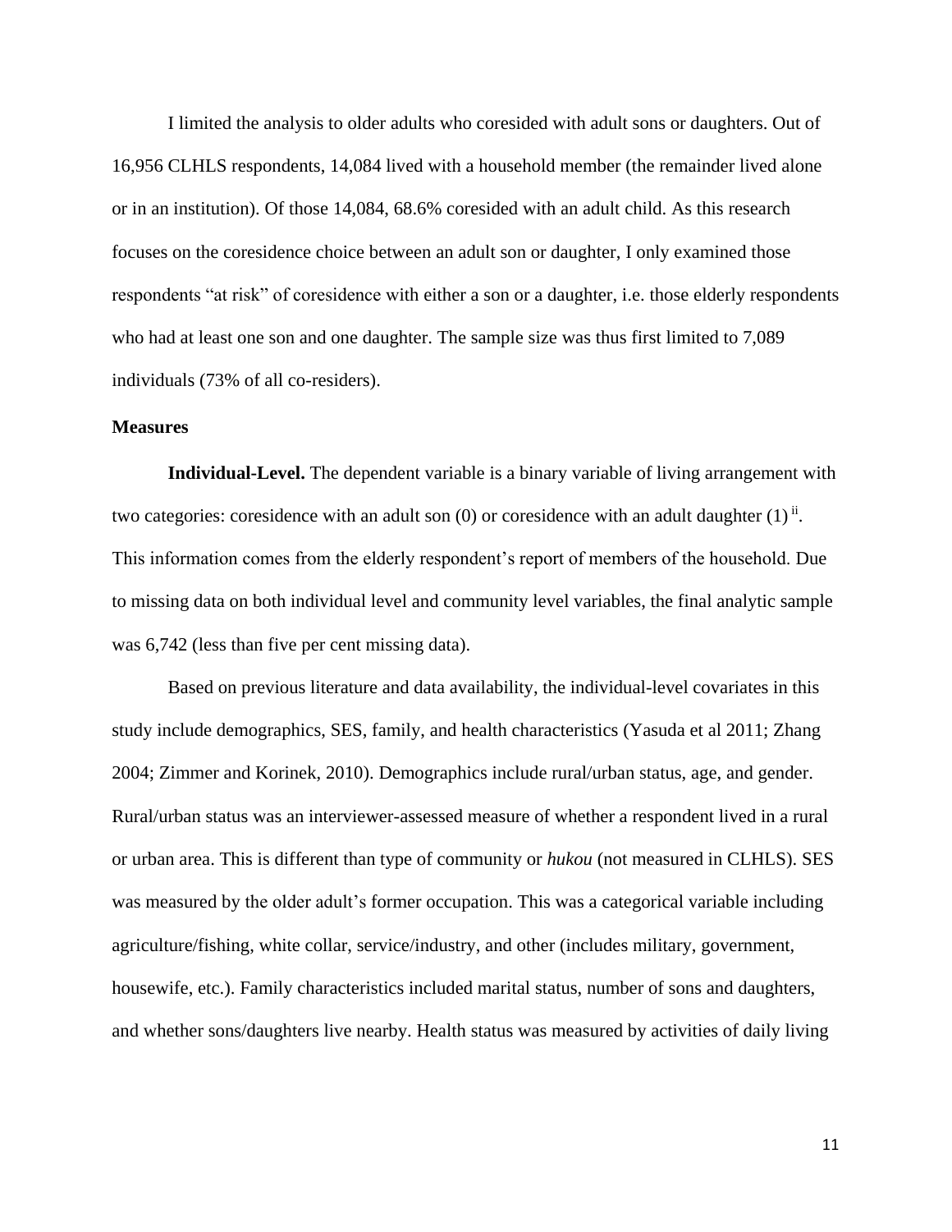I limited the analysis to older adults who coresided with adult sons or daughters. Out of 16,956 CLHLS respondents, 14,084 lived with a household member (the remainder lived alone or in an institution). Of those 14,084, 68.6% coresided with an adult child. As this research focuses on the coresidence choice between an adult son or daughter, I only examined those respondents "at risk" of coresidence with either a son or a daughter, i.e. those elderly respondents who had at least one son and one daughter. The sample size was thus first limited to 7,089 individuals (73% of all co-residers).

### Measures

**Individual-Level.** The dependent variable is a binary variable of living arrangement with two categories: coresidence with an adult son (0) or coresidence with an adult daughter (1) [ii]. This information comes from the elderly respondent's report of members of the household. Due to missing data on both individual level and community level variables, the final analytic sample was 6,742 (less than five per cent missing data).

Based on previous literature and data availability, the individual-level covariates in this study include demographics, SES, family, and health characteristics (Yasuda et al 2011; Zhang 2004; Zimmer and Korinek, 2010). Demographics include rural/urban status, age, and gender. Rural/urban status was an interviewer-assessed measure of whether a respondent lived in a rural or urban area. This is different than type of community or *hukou* (not measured in CLHLS). SES was measured by the older adult's former occupation. This was a categorical variable including agriculture/fishing, white collar, service/industry, and other (includes military, government, housewife, etc.). Family characteristics included marital status, number of sons and daughters, and whether sons/daughters live nearby. Health status was measured by activities of daily living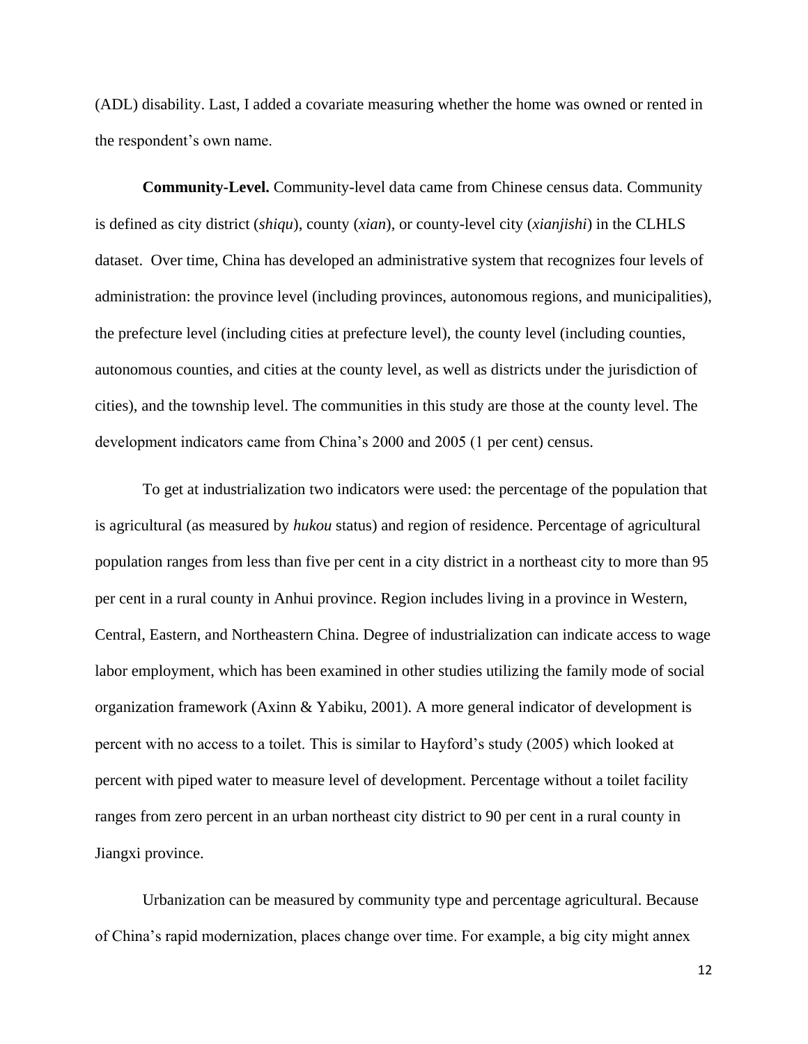(ADL) disability. Last, I added a covariate measuring whether the home was owned or rented in the respondent's own name.

**Community-Level.** Community-level data came from Chinese census data. Community is defined as city district (*shiqu*), county (*xian*), or county-level city (*xianjishi*) in the CLHLS dataset. Over time, China has developed an administrative system that recognizes four levels of administration: the province level (including provinces, autonomous regions, and municipalities), the prefecture level (including cities at prefecture level), the county level (including counties, autonomous counties, and cities at the county level, as well as districts under the jurisdiction of cities), and the township level. The communities in this study are those at the county level. The development indicators came from China's 2000 and 2005 (1 per cent) census.

To get at industrialization two indicators were used: the percentage of the population that is agricultural (as measured by *hukou* status) and region of residence. Percentage of agricultural population ranges from less than five per cent in a city district in a northeast city to more than 95 per cent in a rural county in Anhui province. Region includes living in a province in Western, Central, Eastern, and Northeastern China. Degree of industrialization can indicate access to wage labor employment, which has been examined in other studies utilizing the family mode of social organization framework (Axinn & Yabiku, 2001). A more general indicator of development is percent with no access to a toilet. This is similar to Hayford's study (2005) which looked at percent with piped water to measure level of development. Percentage without a toilet facility ranges from zero percent in an urban northeast city district to 90 per cent in a rural county in Jiangxi province.

Urbanization can be measured by community type and percentage agricultural. Because of China's rapid modernization, places change over time. For example, a big city might annex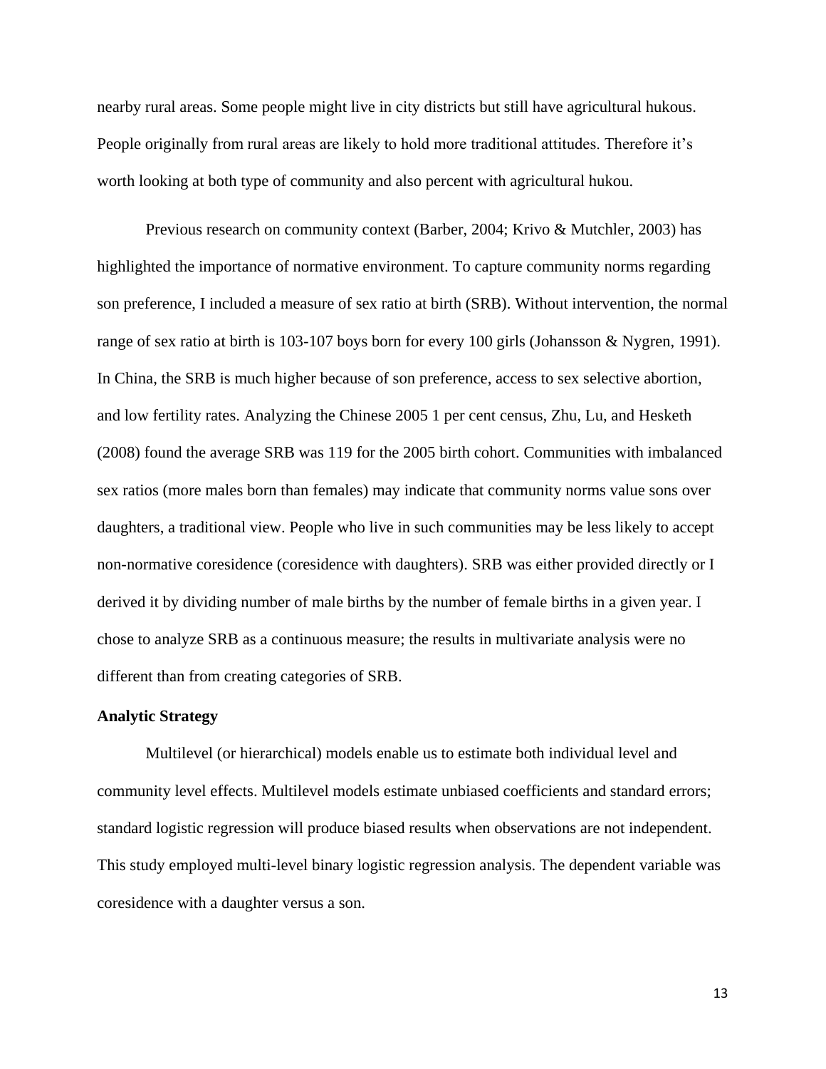nearby rural areas. Some people might live in city districts but still have agricultural hukous. People originally from rural areas are likely to hold more traditional attitudes. Therefore it's worth looking at both type of community and also percent with agricultural hukou.

Previous research on community context (Barber, 2004; Krivo & Mutchler, 2003) has highlighted the importance of normative environment. To capture community norms regarding son preference, I included a measure of sex ratio at birth (SRB). Without intervention, the normal range of sex ratio at birth is 103-107 boys born for every 100 girls (Johansson & Nygren, 1991). In China, the SRB is much higher because of son preference, access to sex selective abortion, and low fertility rates. Analyzing the Chinese 2005 1 per cent census, Zhu, Lu, and Hesketh (2008) found the average SRB was 119 for the 2005 birth cohort. Communities with imbalanced sex ratios (more males born than females) may indicate that community norms value sons over daughters, a traditional view. People who live in such communities may be less likely to accept non-normative coresidence (coresidence with daughters). SRB was either provided directly or I derived it by dividing number of male births by the number of female births in a given year. I chose to analyze SRB as a continuous measure; the results in multivariate analysis were no different than from creating categories of SRB.

**Analytic Strategy**

Multilevel (or hierarchical) models enable us to estimate both individual level and community level effects. Multilevel models estimate unbiased coefficients and standard errors; standard logistic regression will produce biased results when observations are not independent. This study employed multi-level binary logistic regression analysis. The dependent variable was coresidence with a daughter versus a son.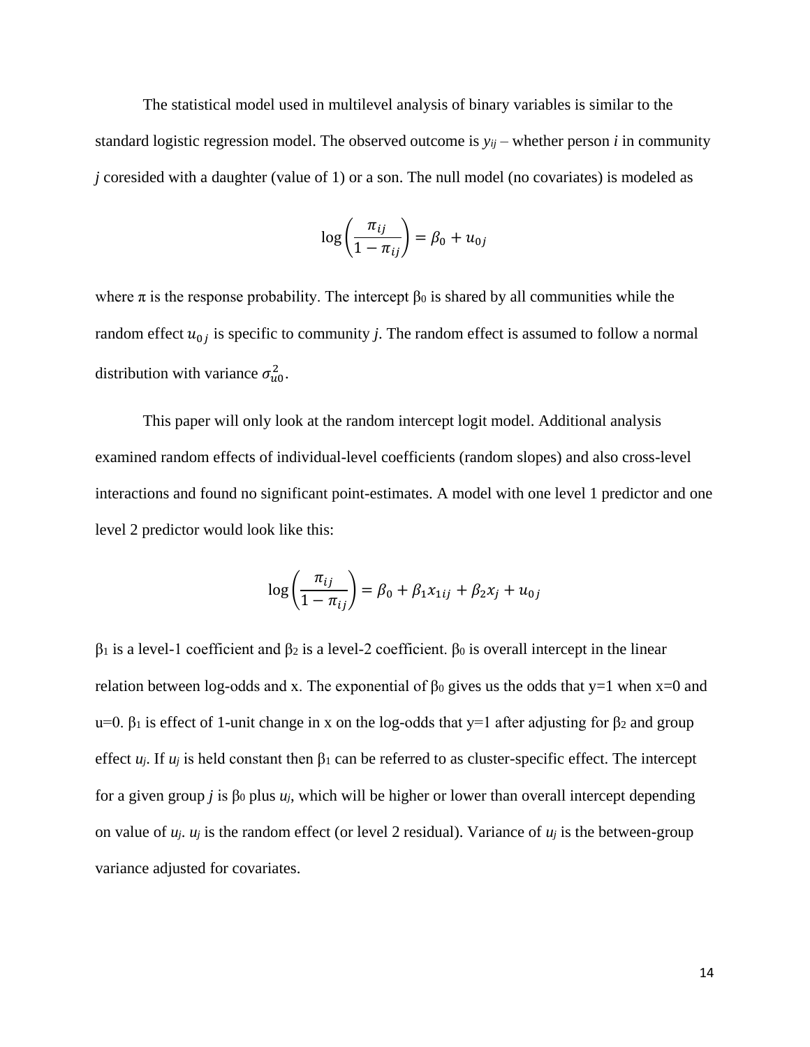The statistical model used in multilevel analysis of binary variables is similar to the standard logistic regression model. The observed outcome is $y_{ij}$ – whether person $i$ in community $j$ coresided with a daughter (value of 1) or a son. The null model (no covariates) is modeled as

$$\log\left(\frac{\pi_{ij}}{1-\pi_{ij}}\right) = \beta_0 + u_{0j}$$

where π is the response probability. The intercept $\beta_0$ is shared by all communities while the random effect $u_{0j}$ is specific to community $j$. The random effect is assumed to follow a normal distribution with variance $\sigma_{u0}^2$.

This paper will only look at the random intercept logit model. Additional analysis examined random effects of individual-level coefficients (random slopes) and also cross-level interactions and found no significant point-estimates. A model with one level 1 predictor and one level 2 predictor would look like this:

$$\log\left(\frac{\pi_{ij}}{1-\pi_{ij}}\right) = \beta_0 + \beta_1 x_{1ij} + \beta_2 x_j + u_{0j}$$

$\beta_1$ is a level-1 coefficient and $\beta_2$ is a level-2 coefficient. $\beta_0$ is overall intercept in the linear relation between log-odds and x. The exponential of $\beta_0$ gives us the odds that y=1 when x=0 and u=0. $\beta_1$ is effect of 1-unit change in x on the log-odds that y=1 after adjusting for $\beta_2$ and group effect $u_j$. If $u_j$ is held constant then $\beta_1$ can be referred to as cluster-specific effect. The intercept for a given group $j$ is $\beta_0$ plus $u_j$, which will be higher or lower than overall intercept depending on value of $u_j$. $u_j$ is the random effect (or level 2 residual). Variance of $u_j$ is the between-group variance adjusted for covariates.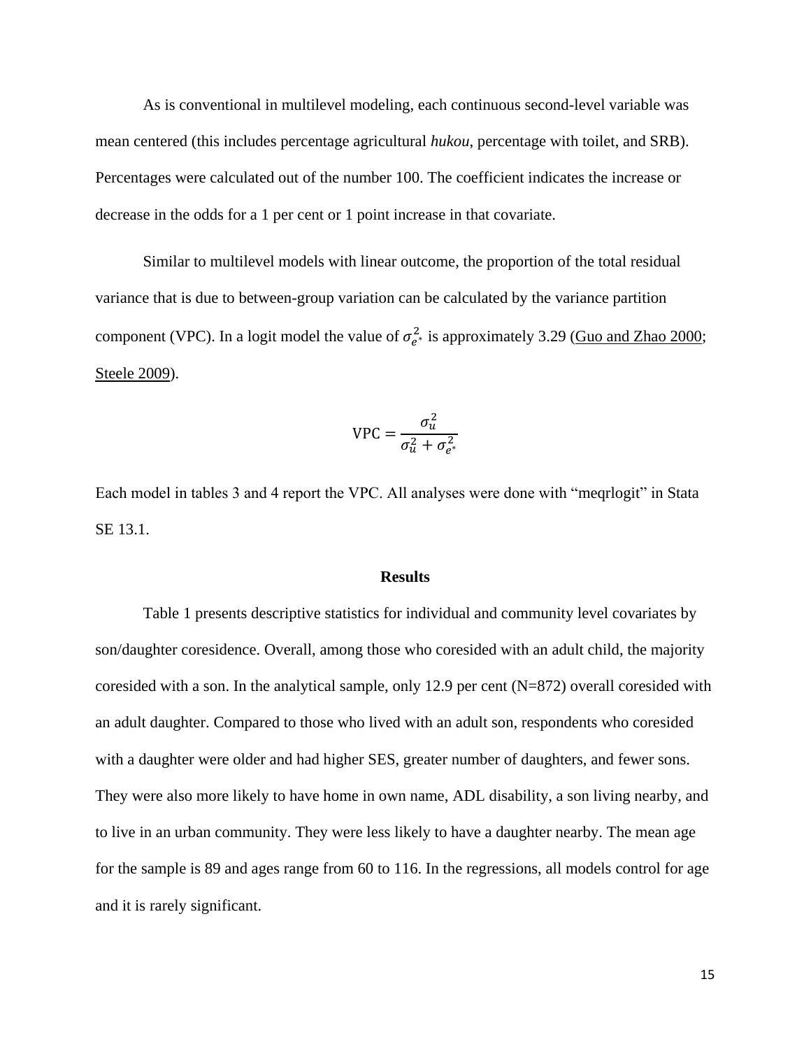As is conventional in multilevel modeling, each continuous second-level variable was mean centered (this includes percentage agricultural *hukou*, percentage with toilet, and SRB). Percentages were calculated out of the number 100. The coefficient indicates the increase or decrease in the odds for a 1 per cent or 1 point increase in that covariate.

Similar to multilevel models with linear outcome, the proportion of the total residual variance that is due to between-group variation can be calculated by the variance partition component (VPC). In a logit model the value of $\sigma_{e^*}^2$ is approximately 3.29 (Guo and Zhao 2000; Steele 2009).

$$\text{VPC} = \frac{\sigma_u^2}{\sigma_u^2 + \sigma_{e^*}^2}$$

Each model in tables 3 and 4 report the VPC. All analyses were done with "meqrlogit" in Stata SE 13.1.

## Results

Table 1 presents descriptive statistics for individual and community level covariates by son/daughter coresidence. Overall, among those who coresided with an adult child, the majority coresided with a son. In the analytical sample, only 12.9 per cent (N=872) overall coresided with an adult daughter. Compared to those who lived with an adult son, respondents who coresided with a daughter were older and had higher SES, greater number of daughters, and fewer sons. They were also more likely to have home in own name, ADL disability, a son living nearby, and to live in an urban community. They were less likely to have a daughter nearby. The mean age for the sample is 89 and ages range from 60 to 116. In the regressions, all models control for age and it is rarely significant.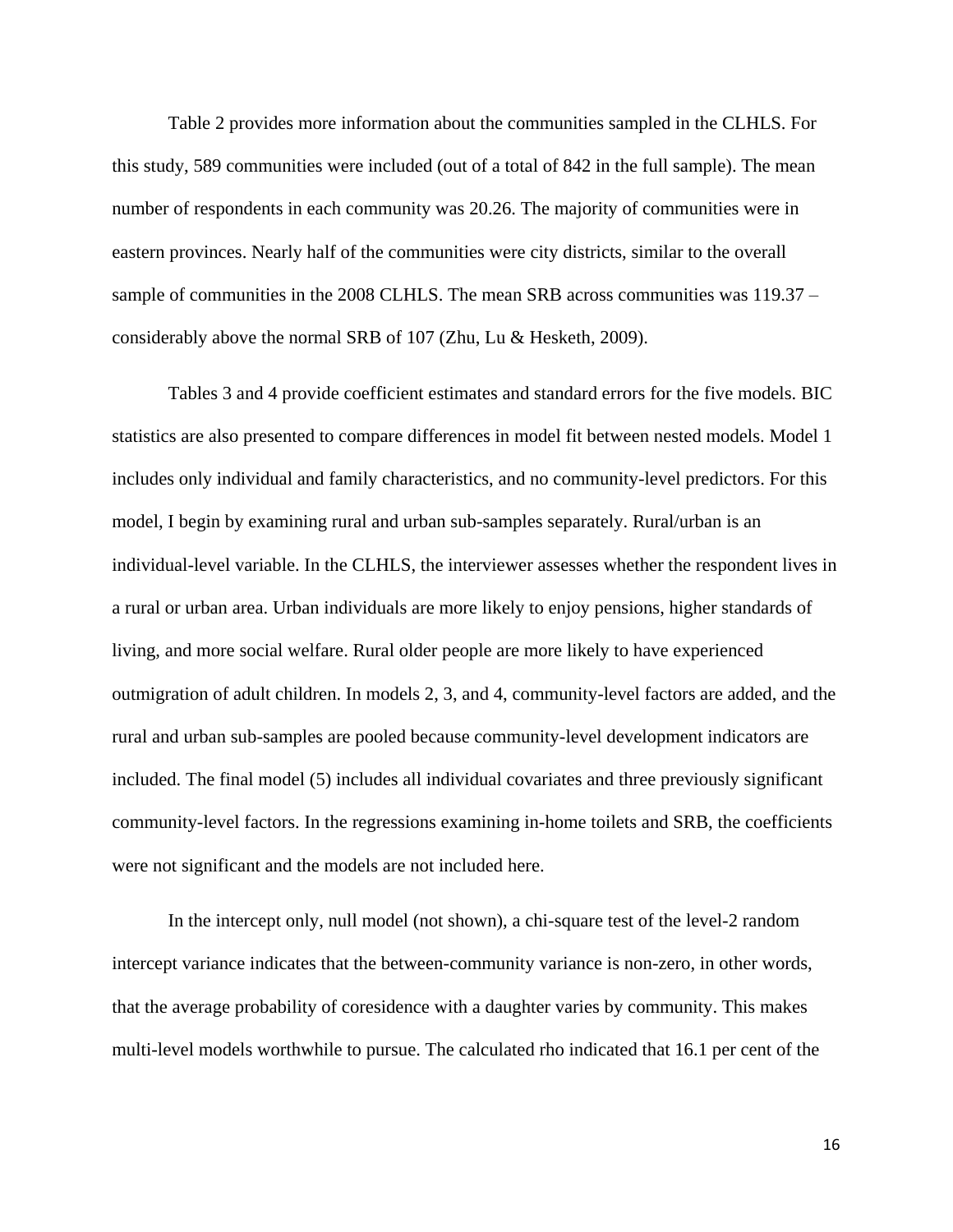Table 2 provides more information about the communities sampled in the CLHLS. For this study, 589 communities were included (out of a total of 842 in the full sample). The mean number of respondents in each community was 20.26. The majority of communities were in eastern provinces. Nearly half of the communities were city districts, similar to the overall sample of communities in the 2008 CLHLS. The mean SRB across communities was 119.37 – considerably above the normal SRB of 107 (Zhu, Lu & Hesketh, 2009).

Tables 3 and 4 provide coefficient estimates and standard errors for the five models. BIC statistics are also presented to compare differences in model fit between nested models. Model 1 includes only individual and family characteristics, and no community-level predictors. For this model, I begin by examining rural and urban sub-samples separately. Rural/urban is an individual-level variable. In the CLHLS, the interviewer assesses whether the respondent lives in a rural or urban area. Urban individuals are more likely to enjoy pensions, higher standards of living, and more social welfare. Rural older people are more likely to have experienced outmigration of adult children. In models 2, 3, and 4, community-level factors are added, and the rural and urban sub-samples are pooled because community-level development indicators are included. The final model (5) includes all individual covariates and three previously significant community-level factors. In the regressions examining in-home toilets and SRB, the coefficients were not significant and the models are not included here.

In the intercept only, null model (not shown), a chi-square test of the level-2 random intercept variance indicates that the between-community variance is non-zero, in other words, that the average probability of coresidence with a daughter varies by community. This makes multi-level models worthwhile to pursue. The calculated rho indicated that 16.1 per cent of the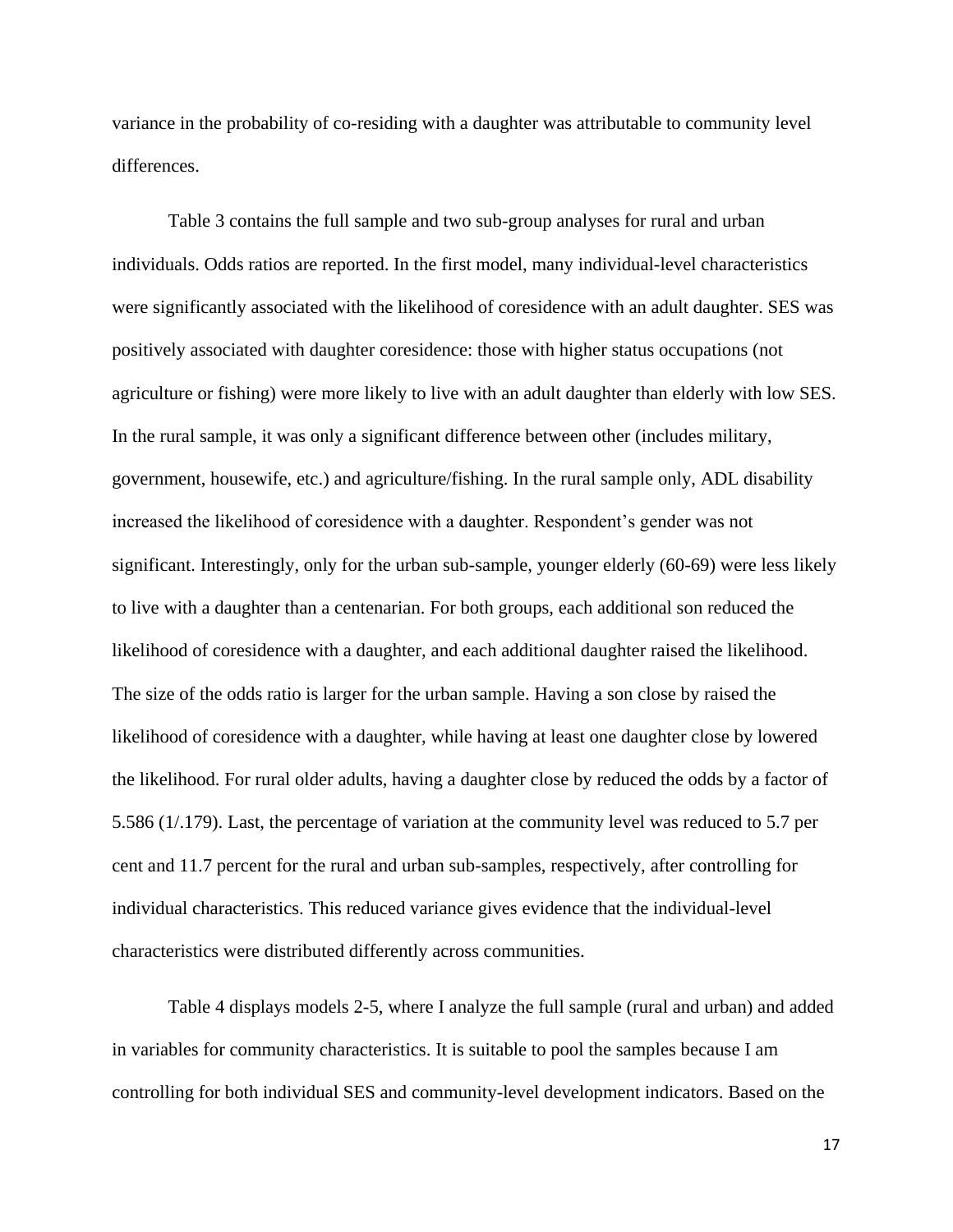variance in the probability of co-residing with a daughter was attributable to community level differences.

Table 3 contains the full sample and two sub-group analyses for rural and urban individuals. Odds ratios are reported. In the first model, many individual-level characteristics were significantly associated with the likelihood of coresidence with an adult daughter. SES was positively associated with daughter coresidence: those with higher status occupations (not agriculture or fishing) were more likely to live with an adult daughter than elderly with low SES. In the rural sample, it was only a significant difference between other (includes military, government, housewife, etc.) and agriculture/fishing. In the rural sample only, ADL disability increased the likelihood of coresidence with a daughter. Respondent's gender was not significant. Interestingly, only for the urban sub-sample, younger elderly (60-69) were less likely to live with a daughter than a centenarian. For both groups, each additional son reduced the likelihood of coresidence with a daughter, and each additional daughter raised the likelihood. The size of the odds ratio is larger for the urban sample. Having a son close by raised the likelihood of coresidence with a daughter, while having at least one daughter close by lowered the likelihood. For rural older adults, having a daughter close by reduced the odds by a factor of 5.586 (1/.179). Last, the percentage of variation at the community level was reduced to 5.7 per cent and 11.7 percent for the rural and urban sub-samples, respectively, after controlling for individual characteristics. This reduced variance gives evidence that the individual-level characteristics were distributed differently across communities.

Table 4 displays models 2-5, where I analyze the full sample (rural and urban) and added in variables for community characteristics. It is suitable to pool the samples because I am controlling for both individual SES and community-level development indicators. Based on the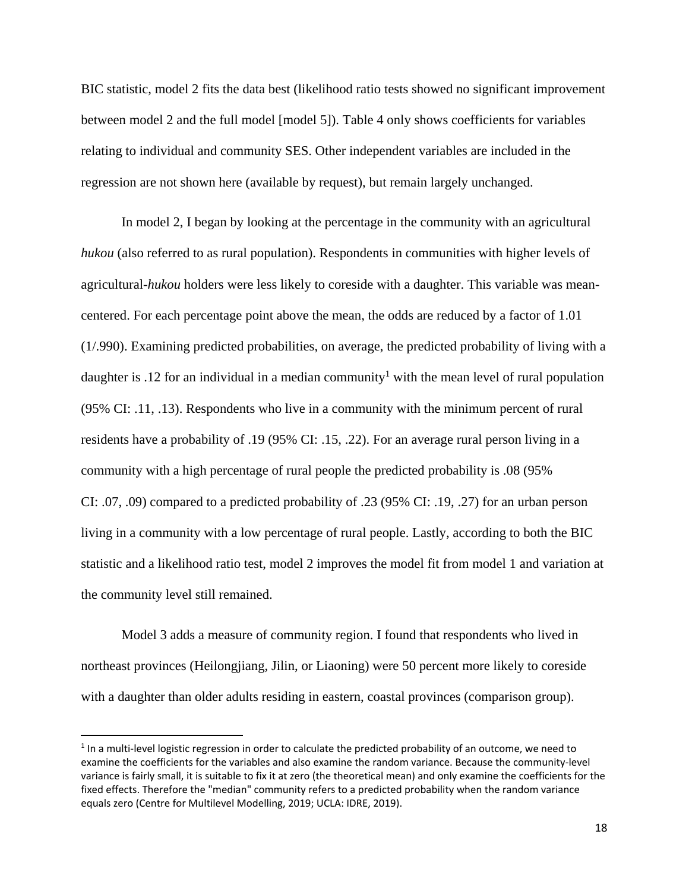BIC statistic, model 2 fits the data best (likelihood ratio tests showed no significant improvement between model 2 and the full model [model 5]). Table 4 only shows coefficients for variables relating to individual and community SES. Other independent variables are included in the regression are not shown here (available by request), but remain largely unchanged.

In model 2, I began by looking at the percentage in the community with an agricultural *hukou* (also referred to as rural population). Respondents in communities with higher levels of agricultural-*hukou* holders were less likely to coreside with a daughter. This variable was mean-centered. For each percentage point above the mean, the odds are reduced by a factor of 1.01 (1/.990). Examining predicted probabilities, on average, the predicted probability of living with a daughter is .12 for an individual in a median community[1] with the mean level of rural population (95% CI: .11, .13). Respondents who live in a community with the minimum percent of rural residents have a probability of .19 (95% CI: .15, .22). For an average rural person living in a community with a high percentage of rural people the predicted probability is .08 (95% CI: .07, .09) compared to a predicted probability of .23 (95% CI: .19, .27) for an urban person living in a community with a low percentage of rural people. Lastly, according to both the BIC statistic and a likelihood ratio test, model 2 improves the model fit from model 1 and variation at the community level still remained.

Model 3 adds a measure of community region. I found that respondents who lived in northeast provinces (Heilongjiang, Jilin, or Liaoning) were 50 percent more likely to coreside with a daughter than older adults residing in eastern, coastal provinces (comparison group).

[1] In a multi-level logistic regression in order to calculate the predicted probability of an outcome, we need to examine the coefficients for the variables and also examine the random variance. Because the community-level variance is fairly small, it is suitable to fix it at zero (the theoretical mean) and only examine the coefficients for the fixed effects. Therefore the "median" community refers to a predicted probability when the random variance equals zero (Centre for Multilevel Modelling, 2019; UCLA: IDRE, 2019).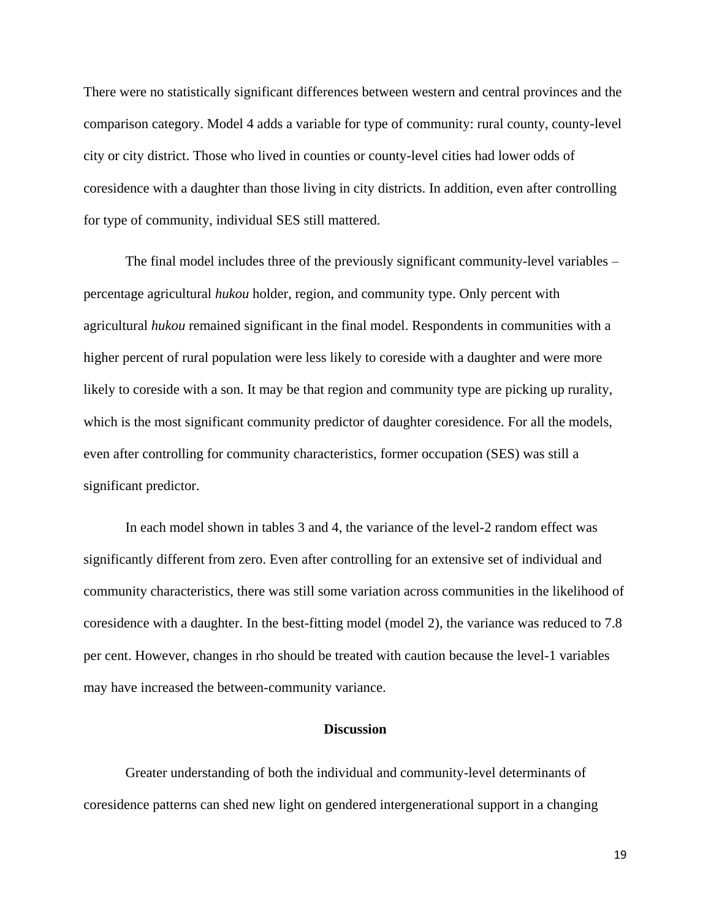There were no statistically significant differences between western and central provinces and the comparison category. Model 4 adds a variable for type of community: rural county, county-level city or city district. Those who lived in counties or county-level cities had lower odds of coresidence with a daughter than those living in city districts. In addition, even after controlling for type of community, individual SES still mattered.

The final model includes three of the previously significant community-level variables – percentage agricultural *hukou* holder, region, and community type. Only percent with agricultural *hukou* remained significant in the final model. Respondents in communities with a higher percent of rural population were less likely to coreside with a daughter and were more likely to coreside with a son. It may be that region and community type are picking up rurality, which is the most significant community predictor of daughter coresidence. For all the models, even after controlling for community characteristics, former occupation (SES) was still a significant predictor.

In each model shown in tables 3 and 4, the variance of the level-2 random effect was significantly different from zero. Even after controlling for an extensive set of individual and community characteristics, there was still some variation across communities in the likelihood of coresidence with a daughter. In the best-fitting model (model 2), the variance was reduced to 7.8 per cent. However, changes in rho should be treated with caution because the level-1 variables may have increased the between-community variance.

## Discussion

Greater understanding of both the individual and community-level determinants of coresidence patterns can shed new light on gendered intergenerational support in a changing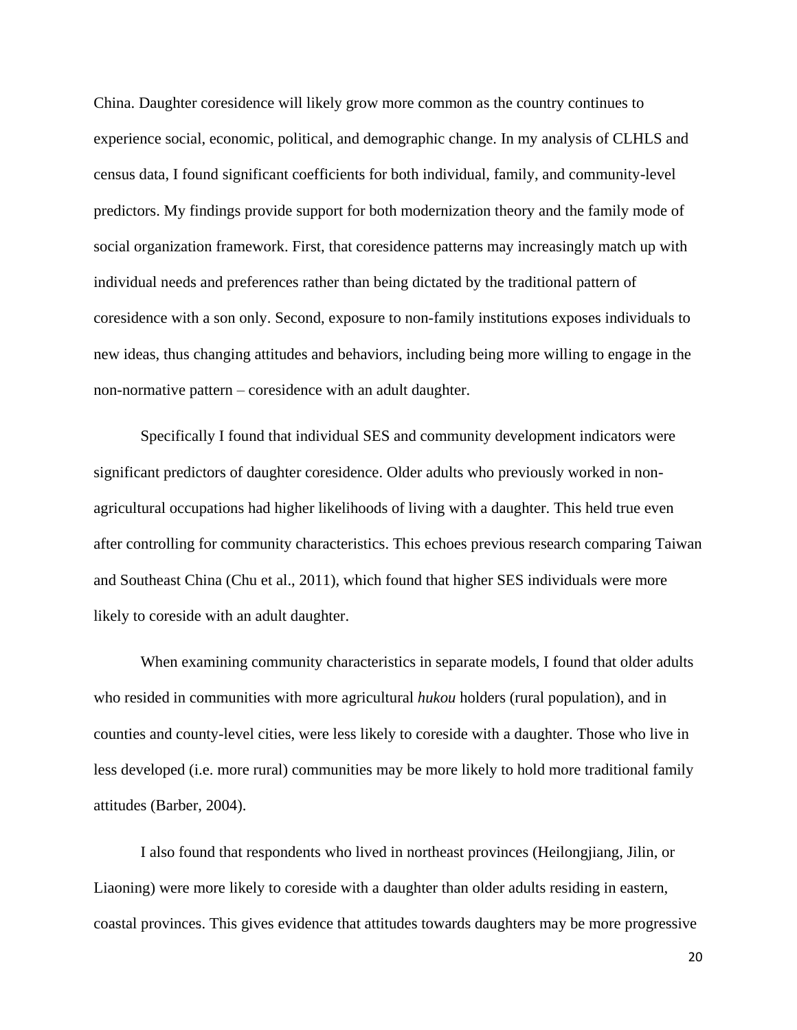China. Daughter coresidence will likely grow more common as the country continues to experience social, economic, political, and demographic change. In my analysis of CLHLS and census data, I found significant coefficients for both individual, family, and community-level predictors. My findings provide support for both modernization theory and the family mode of social organization framework. First, that coresidence patterns may increasingly match up with individual needs and preferences rather than being dictated by the traditional pattern of coresidence with a son only. Second, exposure to non-family institutions exposes individuals to new ideas, thus changing attitudes and behaviors, including being more willing to engage in the non-normative pattern – coresidence with an adult daughter.

Specifically I found that individual SES and community development indicators were significant predictors of daughter coresidence. Older adults who previously worked in non-agricultural occupations had higher likelihoods of living with a daughter. This held true even after controlling for community characteristics. This echoes previous research comparing Taiwan and Southeast China (Chu et al., 2011), which found that higher SES individuals were more likely to coreside with an adult daughter.

When examining community characteristics in separate models, I found that older adults who resided in communities with more agricultural *hukou* holders (rural population), and in counties and county-level cities, were less likely to coreside with a daughter. Those who live in less developed (i.e. more rural) communities may be more likely to hold more traditional family attitudes (Barber, 2004).

I also found that respondents who lived in northeast provinces (Heilongjiang, Jilin, or Liaoning) were more likely to coreside with a daughter than older adults residing in eastern, coastal provinces. This gives evidence that attitudes towards daughters may be more progressive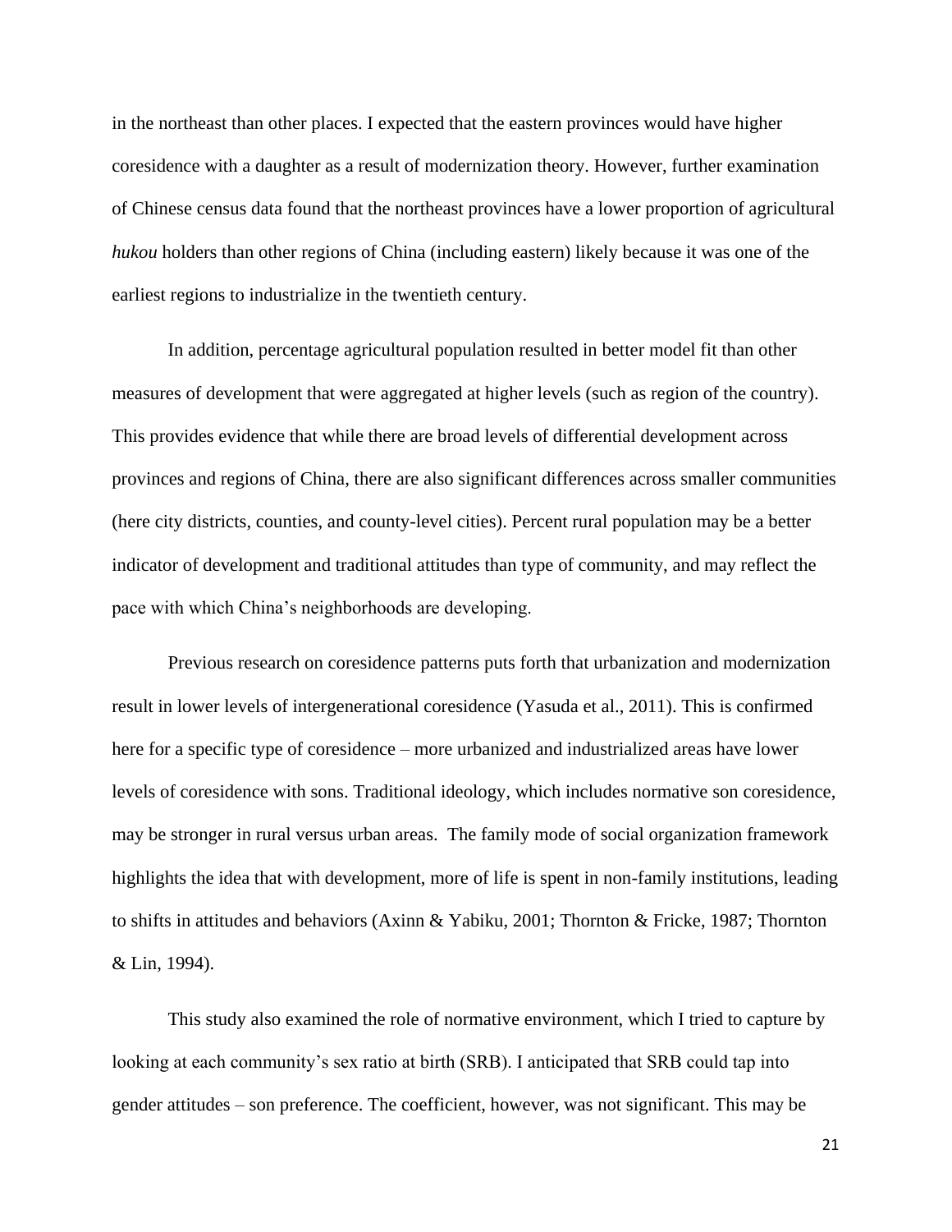in the northeast than other places. I expected that the eastern provinces would have higher coresidence with a daughter as a result of modernization theory. However, further examination of Chinese census data found that the northeast provinces have a lower proportion of agricultural *hukou* holders than other regions of China (including eastern) likely because it was one of the earliest regions to industrialize in the twentieth century.

In addition, percentage agricultural population resulted in better model fit than other measures of development that were aggregated at higher levels (such as region of the country). This provides evidence that while there are broad levels of differential development across provinces and regions of China, there are also significant differences across smaller communities (here city districts, counties, and county-level cities). Percent rural population may be a better indicator of development and traditional attitudes than type of community, and may reflect the pace with which China's neighborhoods are developing.

Previous research on coresidence patterns puts forth that urbanization and modernization result in lower levels of intergenerational coresidence (Yasuda et al., 2011). This is confirmed here for a specific type of coresidence – more urbanized and industrialized areas have lower levels of coresidence with sons. Traditional ideology, which includes normative son coresidence, may be stronger in rural versus urban areas. The family mode of social organization framework highlights the idea that with development, more of life is spent in non-family institutions, leading to shifts in attitudes and behaviors (Axinn & Yabiku, 2001; Thornton & Fricke, 1987; Thornton & Lin, 1994).

This study also examined the role of normative environment, which I tried to capture by looking at each community's sex ratio at birth (SRB). I anticipated that SRB could tap into gender attitudes – son preference. The coefficient, however, was not significant. This may be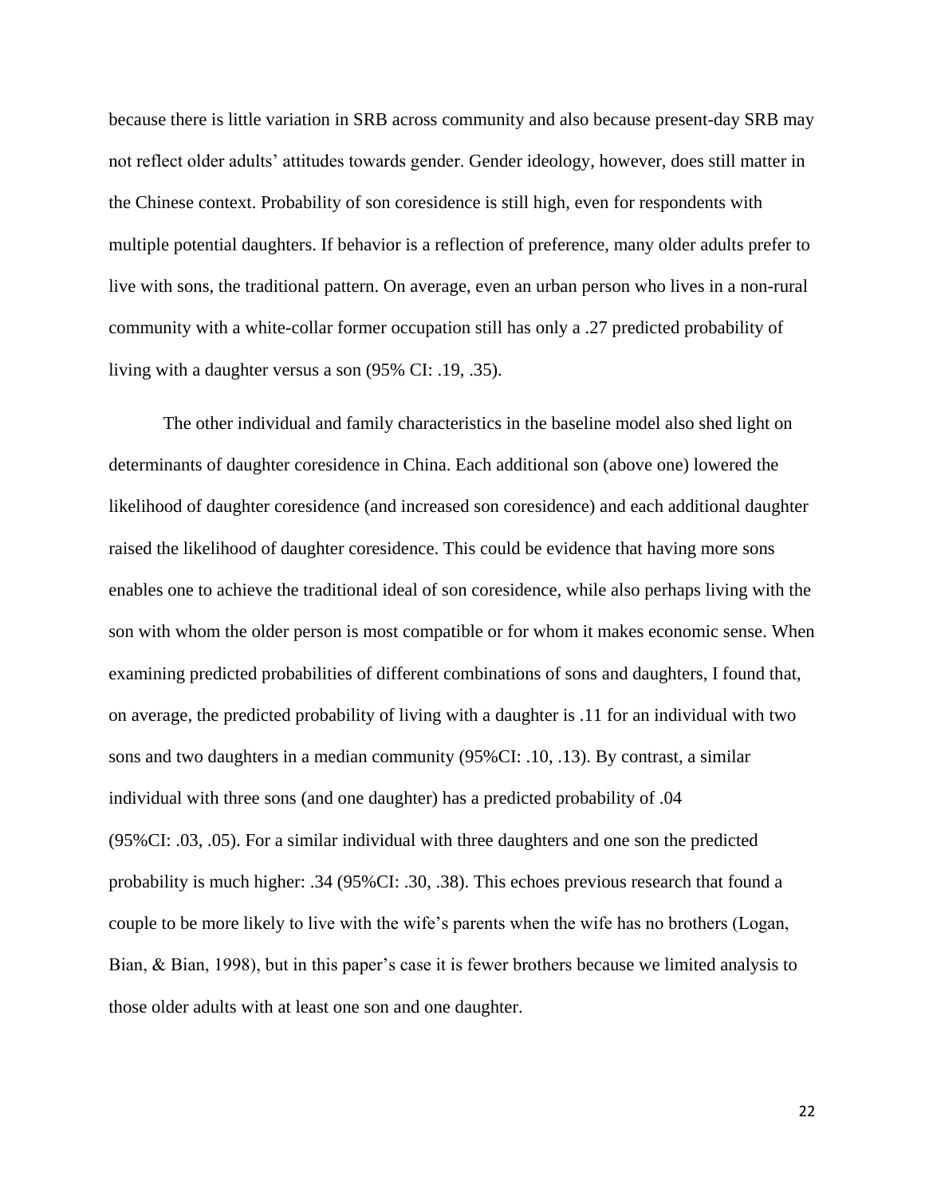because there is little variation in SRB across community and also because present-day SRB may not reflect older adults' attitudes towards gender. Gender ideology, however, does still matter in the Chinese context. Probability of son coresidence is still high, even for respondents with multiple potential daughters. If behavior is a reflection of preference, many older adults prefer to live with sons, the traditional pattern. On average, even an urban person who lives in a non-rural community with a white-collar former occupation still has only a .27 predicted probability of living with a daughter versus a son (95% CI: .19, .35).

The other individual and family characteristics in the baseline model also shed light on determinants of daughter coresidence in China. Each additional son (above one) lowered the likelihood of daughter coresidence (and increased son coresidence) and each additional daughter raised the likelihood of daughter coresidence. This could be evidence that having more sons enables one to achieve the traditional ideal of son coresidence, while also perhaps living with the son with whom the older person is most compatible or for whom it makes economic sense. When examining predicted probabilities of different combinations of sons and daughters, I found that, on average, the predicted probability of living with a daughter is .11 for an individual with two sons and two daughters in a median community (95%CI: .10, .13). By contrast, a similar individual with three sons (and one daughter) has a predicted probability of .04 (95%CI: .03, .05). For a similar individual with three daughters and one son the predicted probability is much higher: .34 (95%CI: .30, .38). This echoes previous research that found a couple to be more likely to live with the wife's parents when the wife has no brothers (Logan, Bian, & Bian, 1998), but in this paper's case it is fewer brothers because we limited analysis to those older adults with at least one son and one daughter.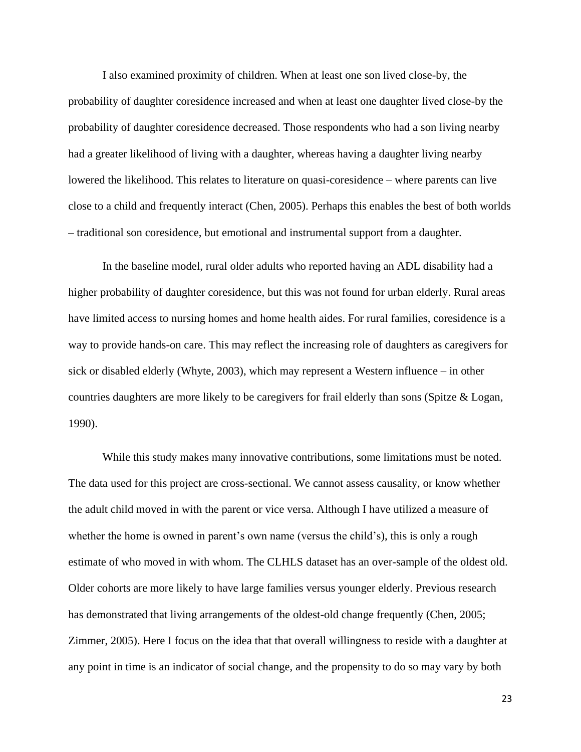I also examined proximity of children. When at least one son lived close-by, the probability of daughter coresidence increased and when at least one daughter lived close-by the probability of daughter coresidence decreased. Those respondents who had a son living nearby had a greater likelihood of living with a daughter, whereas having a daughter living nearby lowered the likelihood. This relates to literature on quasi-coresidence – where parents can live close to a child and frequently interact (Chen, 2005). Perhaps this enables the best of both worlds – traditional son coresidence, but emotional and instrumental support from a daughter.

In the baseline model, rural older adults who reported having an ADL disability had a higher probability of daughter coresidence, but this was not found for urban elderly. Rural areas have limited access to nursing homes and home health aides. For rural families, coresidence is a way to provide hands-on care. This may reflect the increasing role of daughters as caregivers for sick or disabled elderly (Whyte, 2003), which may represent a Western influence – in other countries daughters are more likely to be caregivers for frail elderly than sons (Spitze & Logan, 1990).

While this study makes many innovative contributions, some limitations must be noted. The data used for this project are cross-sectional. We cannot assess causality, or know whether the adult child moved in with the parent or vice versa. Although I have utilized a measure of whether the home is owned in parent's own name (versus the child's), this is only a rough estimate of who moved in with whom. The CLHLS dataset has an over-sample of the oldest old. Older cohorts are more likely to have large families versus younger elderly. Previous research has demonstrated that living arrangements of the oldest-old change frequently (Chen, 2005; Zimmer, 2005). Here I focus on the idea that that overall willingness to reside with a daughter at any point in time is an indicator of social change, and the propensity to do so may vary by both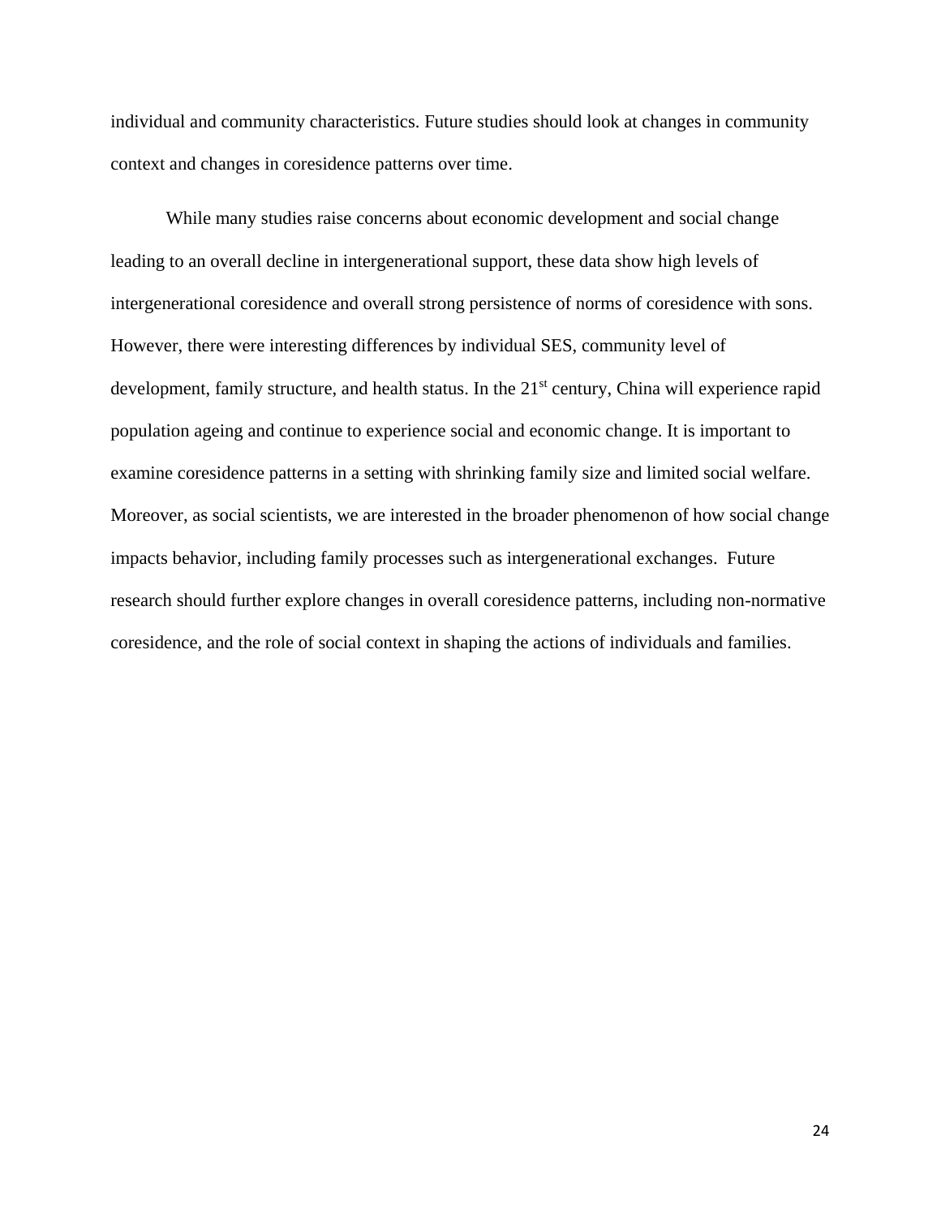individual and community characteristics. Future studies should look at changes in community context and changes in coresidence patterns over time.

While many studies raise concerns about economic development and social change leading to an overall decline in intergenerational support, these data show high levels of intergenerational coresidence and overall strong persistence of norms of coresidence with sons. However, there were interesting differences by individual SES, community level of development, family structure, and health status. In the 21st century, China will experience rapid population ageing and continue to experience social and economic change. It is important to examine coresidence patterns in a setting with shrinking family size and limited social welfare. Moreover, as social scientists, we are interested in the broader phenomenon of how social change impacts behavior, including family processes such as intergenerational exchanges. Future research should further explore changes in overall coresidence patterns, including non-normative coresidence, and the role of social context in shaping the actions of individuals and families.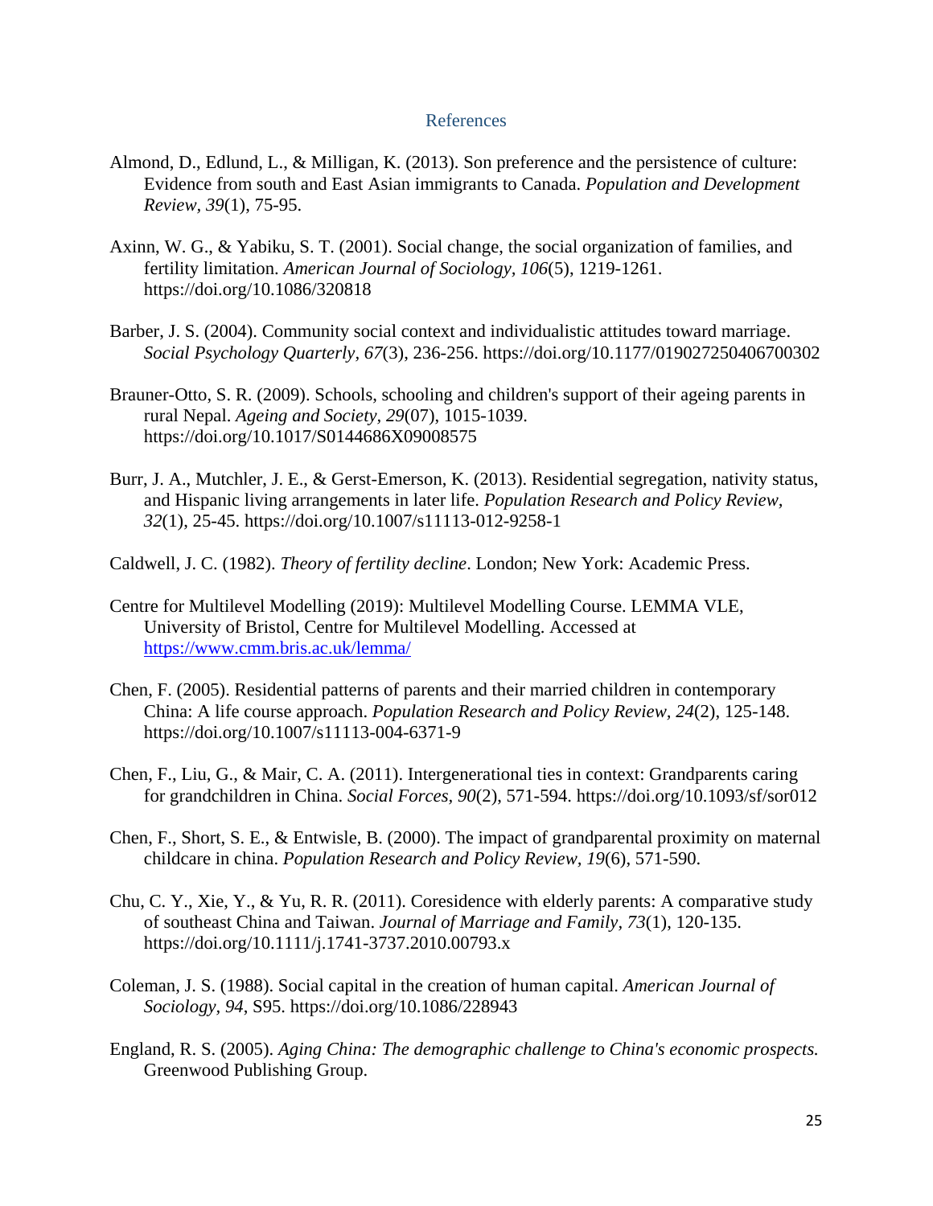## References

Almond, D., Edlund, L., & Milligan, K. (2013). Son preference and the persistence of culture: Evidence from south and East Asian immigrants to Canada. *Population and Development Review*, *39*(1), 75-95.

Axinn, W. G., & Yabiku, S. T. (2001). Social change, the social organization of families, and fertility limitation. *American Journal of Sociology, 106*(5), 1219-1261. https://doi.org/10.1086/320818

Barber, J. S. (2004). Community social context and individualistic attitudes toward marriage. *Social Psychology Quarterly*, *67*(3), 236-256. https://doi.org/10.1177/019027250406700302

Brauner-Otto, S. R. (2009). Schools, schooling and children's support of their ageing parents in rural Nepal. *Ageing and Society*, *29*(07), 1015-1039. https://doi.org/10.1017/S0144686X09008575

Burr, J. A., Mutchler, J. E., & Gerst-Emerson, K. (2013). Residential segregation, nativity status, and Hispanic living arrangements in later life. *Population Research and Policy Review*, *32*(1), 25-45. https://doi.org/10.1007/s11113-012-9258-1

Caldwell, J. C. (1982). *Theory of fertility decline*. London; New York: Academic Press.

Centre for Multilevel Modelling (2019): Multilevel Modelling Course. LEMMA VLE, University of Bristol, Centre for Multilevel Modelling. Accessed at [https://www.cmm.bris.ac.uk/lemma/](https://www.cmm.bris.ac.uk/lemma/)

Chen, F. (2005). Residential patterns of parents and their married children in contemporary China: A life course approach. *Population Research and Policy Review, 24*(2), 125-148. https://doi.org/10.1007/s11113-004-6371-9

Chen, F., Liu, G., & Mair, C. A. (2011). Intergenerational ties in context: Grandparents caring for grandchildren in China. *Social Forces, 90*(2), 571-594. https://doi.org/10.1093/sf/sor012

Chen, F., Short, S. E., & Entwisle, B. (2000). The impact of grandparental proximity on maternal childcare in china. *Population Research and Policy Review*, *19*(6), 571-590.

Chu, C. Y., Xie, Y., & Yu, R. R. (2011). Coresidence with elderly parents: A comparative study of southeast China and Taiwan. *Journal of Marriage and Family, 73*(1), 120-135. https://doi.org/10.1111/j.1741-3737.2010.00793.x

Coleman, J. S. (1988). Social capital in the creation of human capital. *American Journal of Sociology*, *94*, S95. https://doi.org/10.1086/228943

England, R. S. (2005). *Aging China: The demographic challenge to China's economic prospects.* Greenwood Publishing Group.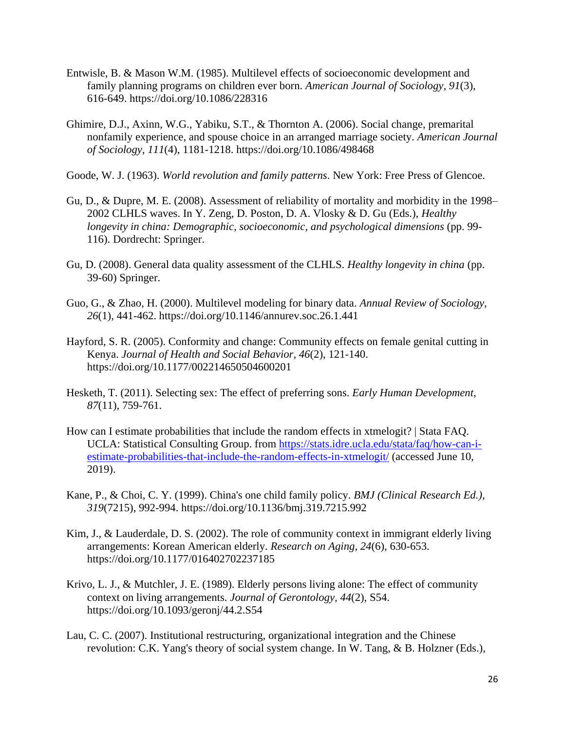Entwisle, B. & Mason W.M. (1985). Multilevel effects of socioeconomic development and family planning programs on children ever born. *American Journal of Sociology, 91*(3), 616-649. https://doi.org/10.1086/228316

Ghimire, D.J., Axinn, W.G., Yabiku, S.T., & Thornton A. (2006). Social change, premarital nonfamily experience, and spouse choice in an arranged marriage society. *American Journal of Sociology, 111*(4), 1181-1218. https://doi.org/10.1086/498468

Goode, W. J. (1963). *World revolution and family patterns*. New York: Free Press of Glencoe.

Gu, D., & Dupre, M. E. (2008). Assessment of reliability of mortality and morbidity in the 1998–2002 CLHLS waves. In Y. Zeng, D. Poston, D. A. Vlosky & D. Gu (Eds.), *Healthy longevity in china: Demographic, socioeconomic, and psychological dimensions* (pp. 99-116). Dordrecht: Springer.

Gu, D. (2008). General data quality assessment of the CLHLS. *Healthy longevity in china* (pp. 39-60) Springer.

Guo, G., & Zhao, H. (2000). Multilevel modeling for binary data. *Annual Review of Sociology, 26*(1), 441-462. https://doi.org/10.1146/annurev.soc.26.1.441

Hayford, S. R. (2005). Conformity and change: Community effects on female genital cutting in Kenya. *Journal of Health and Social Behavior, 46*(2), 121-140. https://doi.org/10.1177/002214650504600201

Hesketh, T. (2011). Selecting sex: The effect of preferring sons. *Early Human Development, 87*(11), 759-761.

How can I estimate probabilities that include the random effects in xtmelogit? | Stata FAQ. UCLA: Statistical Consulting Group. from https://stats.idre.ucla.edu/stata/faq/how-can-i-estimate-probabilities-that-include-the-random-effects-in-xtmelogit/ (accessed June 10, 2019).

Kane, P., & Choi, C. Y. (1999). China's one child family policy. *BMJ (Clinical Research Ed.), 319*(7215), 992-994. https://doi.org/10.1136/bmj.319.7215.992

Kim, J., & Lauderdale, D. S. (2002). The role of community context in immigrant elderly living arrangements: Korean American elderly. *Research on Aging*, *24*(6), 630-653. https://doi.org/10.1177/016402702237185

Krivo, L. J., & Mutchler, J. E. (1989). Elderly persons living alone: The effect of community context on living arrangements. *Journal of Gerontology, 44*(2), S54. https://doi.org/10.1093/geronj/44.2.S54

Lau, C. C. (2007). Institutional restructuring, organizational integration and the Chinese revolution: C.K. Yang's theory of social system change. In W. Tang, & B. Holzner (Eds.),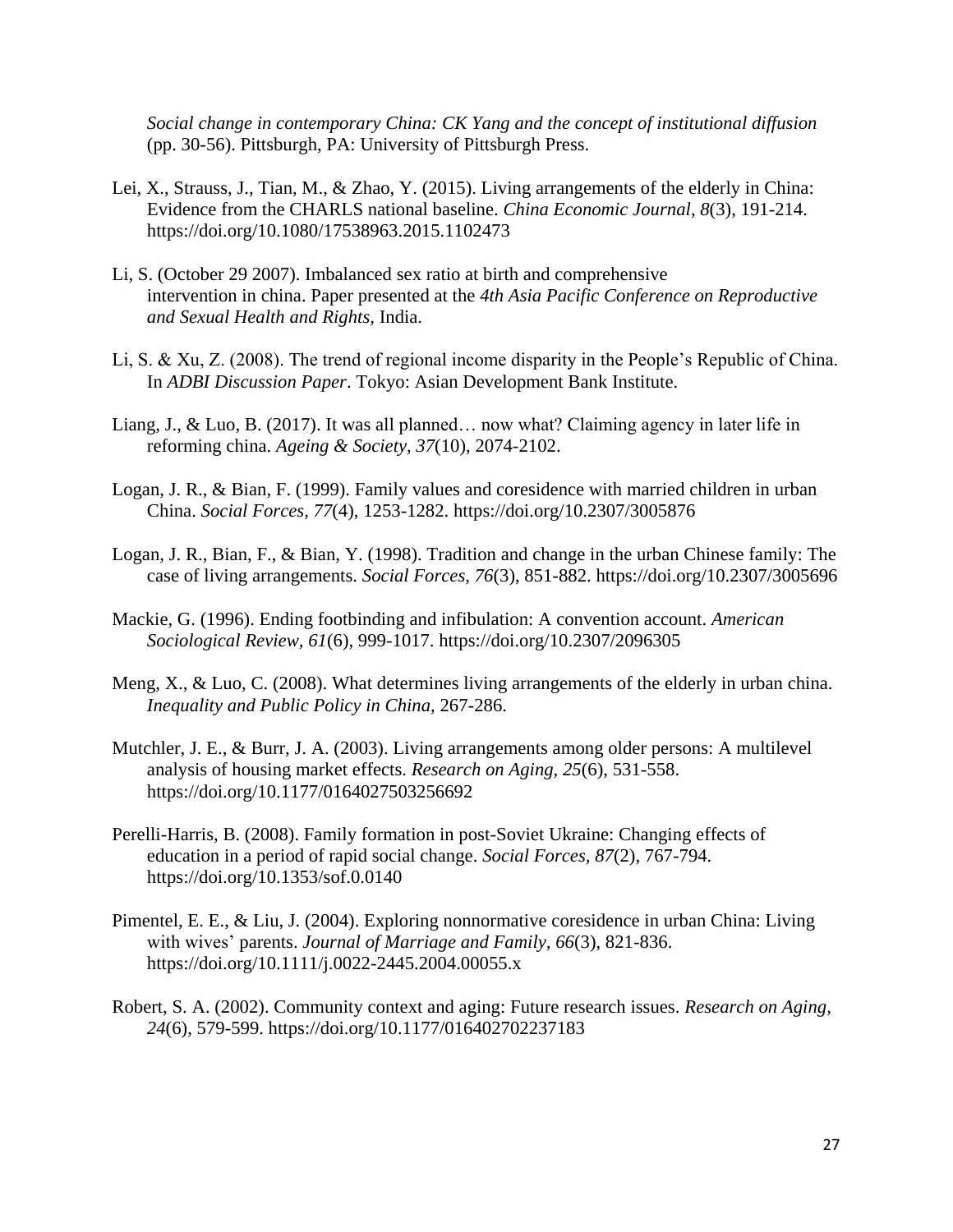*Social change in contemporary China: CK Yang and the concept of institutional diffusion* (pp. 30-56). Pittsburgh, PA: University of Pittsburgh Press.

Lei, X., Strauss, J., Tian, M., & Zhao, Y. (2015). Living arrangements of the elderly in China: Evidence from the CHARLS national baseline. *China Economic Journal, 8*(3), 191-214. https://doi.org/10.1080/17538963.2015.1102473

Li, S. (October 29 2007). Imbalanced sex ratio at birth and comprehensive intervention in china. Paper presented at the *4th Asia Pacific Conference on Reproductive and Sexual Health and Rights,* India.

Li, S. & Xu, Z. (2008). The trend of regional income disparity in the People's Republic of China. In *ADBI Discussion Paper*. Tokyo: Asian Development Bank Institute.

Liang, J., & Luo, B. (2017). It was all planned… now what? Claiming agency in later life in reforming china. *Ageing & Society, 37*(10), 2074-2102.

Logan, J. R., & Bian, F. (1999). Family values and coresidence with married children in urban China. *Social Forces, 77*(4), 1253-1282. https://doi.org/10.2307/3005876

Logan, J. R., Bian, F., & Bian, Y. (1998). Tradition and change in the urban Chinese family: The case of living arrangements. *Social Forces, 76*(3), 851-882. https://doi.org/10.2307/3005696

Mackie, G. (1996). Ending footbinding and infibulation: A convention account. *American Sociological Review, 61*(6), 999-1017. https://doi.org/10.2307/2096305

Meng, X., & Luo, C. (2008). What determines living arrangements of the elderly in urban china. *Inequality and Public Policy in China,* 267-286.

Mutchler, J. E., & Burr, J. A. (2003). Living arrangements among older persons: A multilevel analysis of housing market effects. *Research on Aging, 25*(6), 531-558. https://doi.org/10.1177/0164027503256692

Perelli-Harris, B. (2008). Family formation in post-Soviet Ukraine: Changing effects of education in a period of rapid social change. *Social Forces, 87*(2), 767-794. https://doi.org/10.1353/sof.0.0140

Pimentel, E. E., & Liu, J. (2004). Exploring nonnormative coresidence in urban China: Living with wives' parents. *Journal of Marriage and Family, 66*(3), 821-836. https://doi.org/10.1111/j.0022-2445.2004.00055.x

Robert, S. A. (2002). Community context and aging: Future research issues. *Research on Aging, 24*(6), 579-599. https://doi.org/10.1177/016402702237183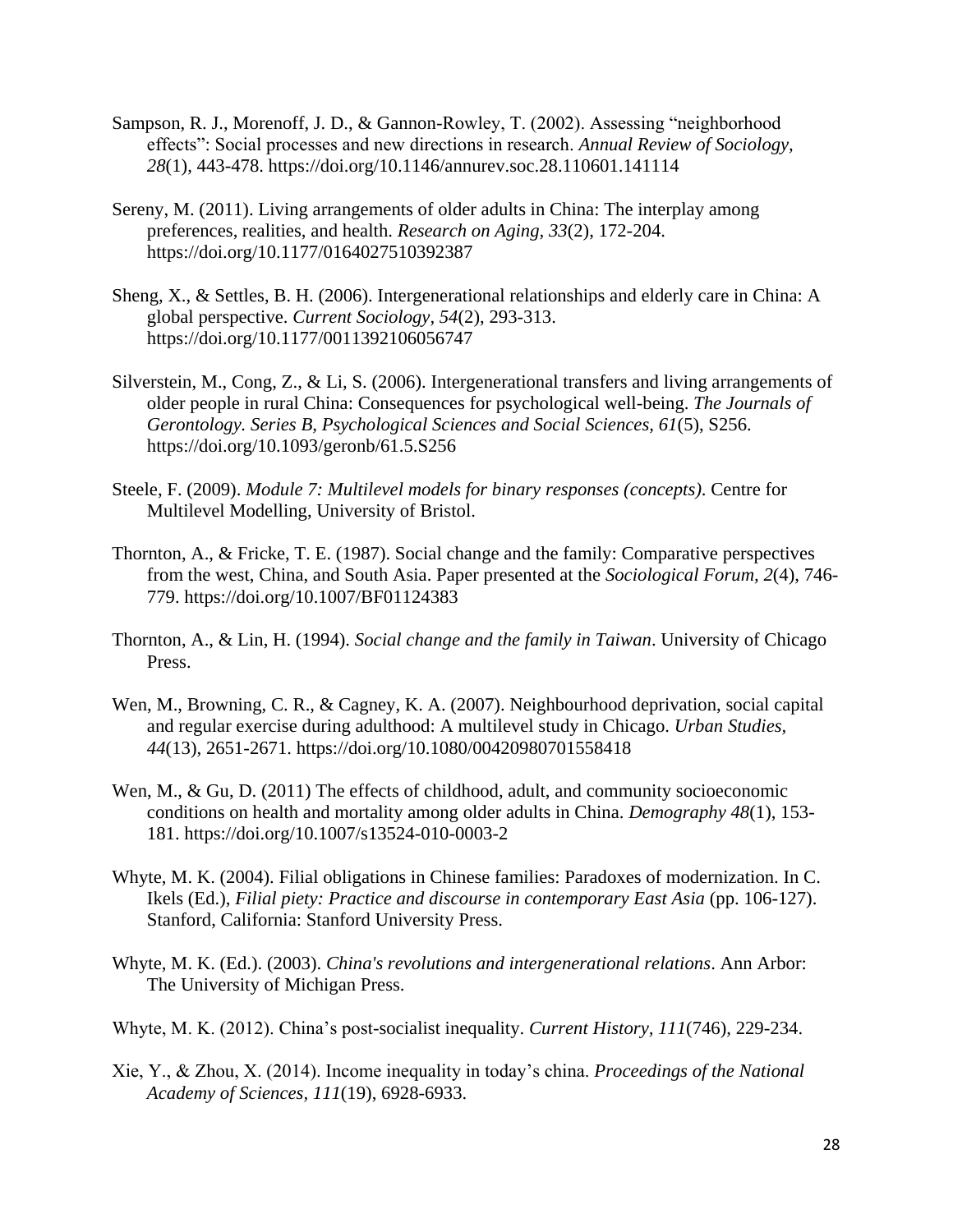Sampson, R. J., Morenoff, J. D., & Gannon-Rowley, T. (2002). Assessing "neighborhood effects": Social processes and new directions in research. *Annual Review of Sociology, 28*(1), 443-478. https://doi.org/10.1146/annurev.soc.28.110601.141114

Sereny, M. (2011). Living arrangements of older adults in China: The interplay among preferences, realities, and health. *Research on Aging, 33*(2), 172-204. https://doi.org/10.1177/0164027510392387

Sheng, X., & Settles, B. H. (2006). Intergenerational relationships and elderly care in China: A global perspective. *Current Sociology, 54*(2), 293-313. https://doi.org/10.1177/0011392106056747

Silverstein, M., Cong, Z., & Li, S. (2006). Intergenerational transfers and living arrangements of older people in rural China: Consequences for psychological well-being. *The Journals of Gerontology. Series B, Psychological Sciences and Social Sciences, 61*(5), S256. https://doi.org/10.1093/geronb/61.5.S256

Steele, F. (2009). *Module 7: Multilevel models for binary responses (concepts)*. Centre for Multilevel Modelling, University of Bristol.

Thornton, A., & Fricke, T. E. (1987). Social change and the family: Comparative perspectives from the west, China, and South Asia. Paper presented at the *Sociological Forum, 2*(4), 746-779. https://doi.org/10.1007/BF01124383

Thornton, A., & Lin, H. (1994). *Social change and the family in Taiwan*. University of Chicago Press.

Wen, M., Browning, C. R., & Cagney, K. A. (2007). Neighbourhood deprivation, social capital and regular exercise during adulthood: A multilevel study in Chicago. *Urban Studies, 44*(13), 2651-2671. https://doi.org/10.1080/00420980701558418

Wen, M., & Gu, D. (2011) The effects of childhood, adult, and community socioeconomic conditions on health and mortality among older adults in China. *Demography 48*(1), 153-181. https://doi.org/10.1007/s13524-010-0003-2

Whyte, M. K. (2004). Filial obligations in Chinese families: Paradoxes of modernization. In C. Ikels (Ed.), *Filial piety: Practice and discourse in contemporary East Asia* (pp. 106-127). Stanford, California: Stanford University Press.

Whyte, M. K. (Ed.). (2003). *China's revolutions and intergenerational relations*. Ann Arbor: The University of Michigan Press.

Whyte, M. K. (2012). China's post-socialist inequality. *Current History, 111*(746), 229-234.

Xie, Y., & Zhou, X. (2014). Income inequality in today's china. *Proceedings of the National Academy of Sciences, 111*(19), 6928-6933.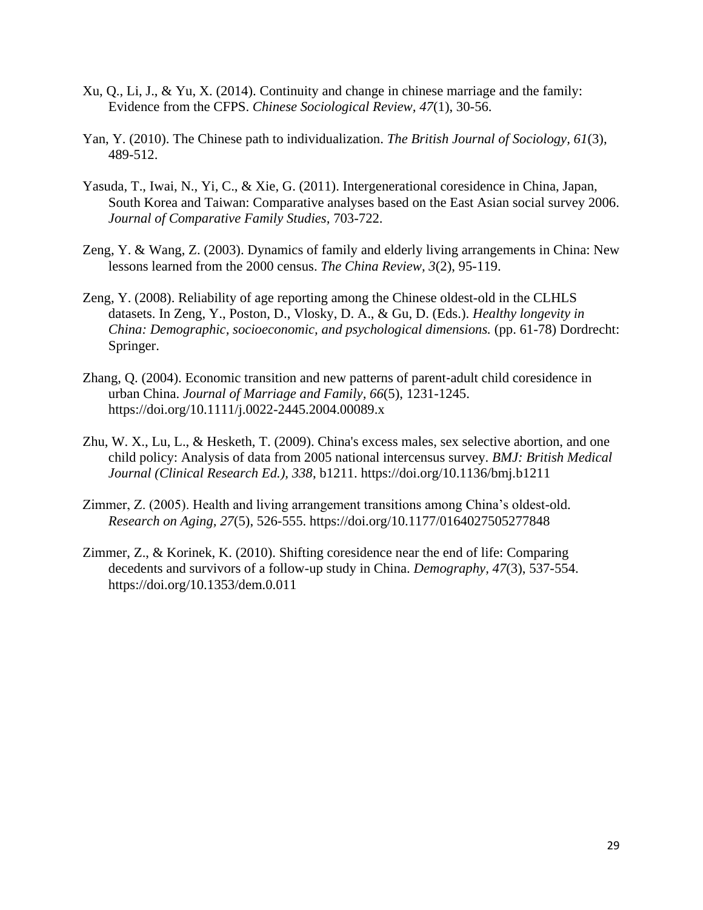Xu, Q., Li, J., & Yu, X. (2014). Continuity and change in chinese marriage and the family: Evidence from the CFPS. *Chinese Sociological Review*, *47*(1), 30-56.

Yan, Y. (2010). The Chinese path to individualization. *The British Journal of Sociology*, *61*(3), 489-512.

Yasuda, T., Iwai, N., Yi, C., & Xie, G. (2011). Intergenerational coresidence in China, Japan, South Korea and Taiwan: Comparative analyses based on the East Asian social survey 2006. *Journal of Comparative Family Studies*, 703-722.

Zeng, Y. & Wang, Z. (2003). Dynamics of family and elderly living arrangements in China: New lessons learned from the 2000 census. *The China Review*, *3*(2), 95-119.

Zeng, Y. (2008). Reliability of age reporting among the Chinese oldest-old in the CLHLS datasets. In Zeng, Y., Poston, D., Vlosky, D. A., & Gu, D. (Eds.). *Healthy longevity in China: Demographic, socioeconomic, and psychological dimensions.* (pp. 61-78) Dordrecht: Springer.

Zhang, Q. (2004). Economic transition and new patterns of parent-adult child coresidence in urban China. *Journal of Marriage and Family, 66*(5), 1231-1245. https://doi.org/10.1111/j.0022-2445.2004.00089.x

Zhu, W. X., Lu, L., & Hesketh, T. (2009). China's excess males, sex selective abortion, and one child policy: Analysis of data from 2005 national intercensus survey. *BMJ: British Medical Journal (Clinical Research Ed.), 338*, b1211. https://doi.org/10.1136/bmj.b1211

Zimmer, Z. (2005). Health and living arrangement transitions among China's oldest-old. *Research on Aging*, *27*(5), 526-555. https://doi.org/10.1177/0164027505277848

Zimmer, Z., & Korinek, K. (2010). Shifting coresidence near the end of life: Comparing decedents and survivors of a follow-up study in China. *Demography, 47*(3), 537-554. https://doi.org/10.1353/dem.0.011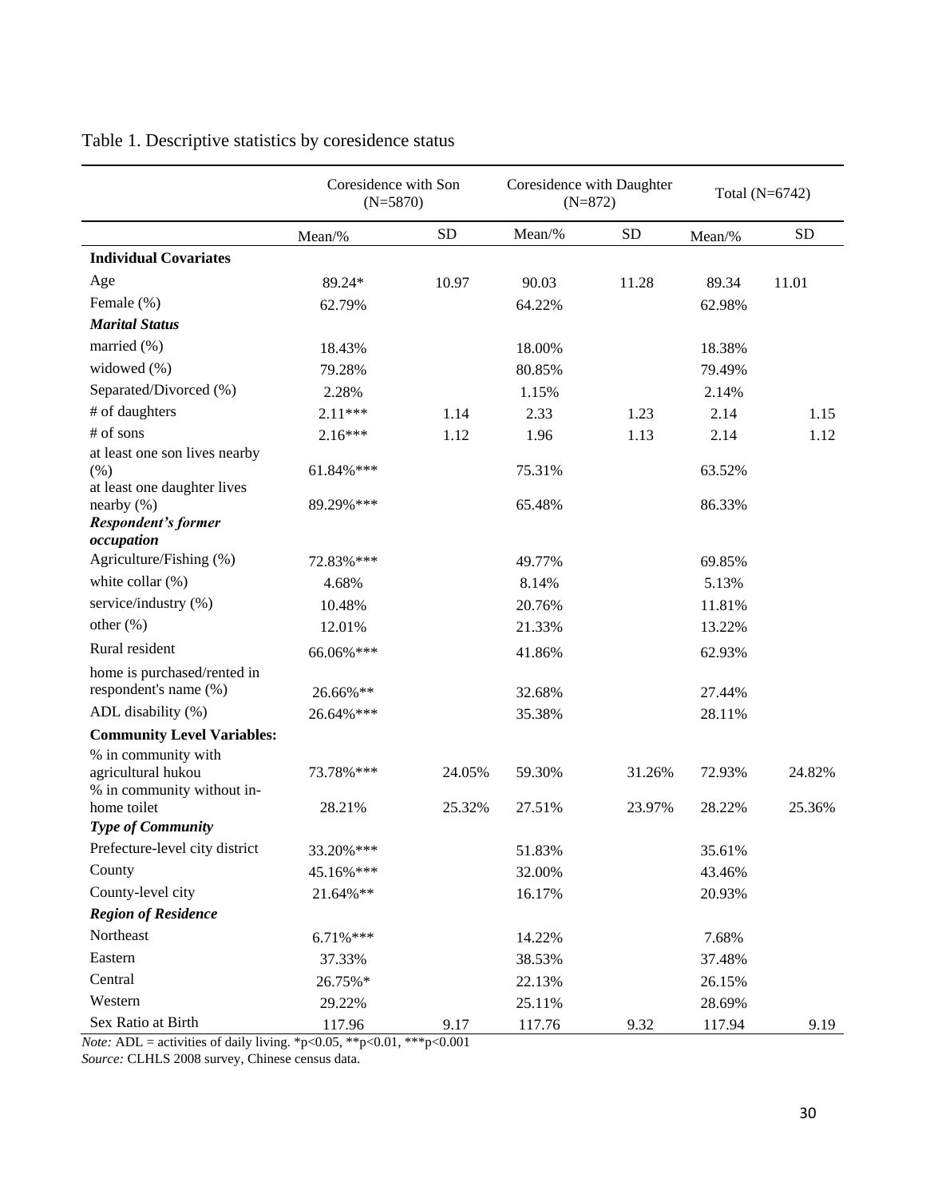Table 1. Descriptive statistics by coresidence status

| | Coresidence with Son (N=5870) | | Coresidence with Daughter (N=872) | | Total (N=6742) | |
|---|---|---|---|---|---|---|
| | Mean/% | SD | Mean/% | SD | Mean/% | SD |
| **Individual Covariates** | | | | | | |
| Age | 89.24* | 10.97 | 90.03 | 11.28 | 89.34 | 11.01 |
| Female (%) | 62.79% | | 64.22% | | 62.98% | |
| ***Marital Status*** | | | | | | |
| married (%) | 18.43% | | 18.00% | | 18.38% | |
| widowed (%) | 79.28% | | 80.85% | | 79.49% | |
| Separated/Divorced (%) | 2.28% | | 1.15% | | 2.14% | |
| # of daughters | 2.11*** | 1.14 | 2.33 | 1.23 | 2.14 | 1.15 |
| # of sons | 2.16*** | 1.12 | 1.96 | 1.13 | 2.14 | 1.12 |
| at least one son lives nearby (%) | 61.84%*** | | 75.31% | | 63.52% | |
| at least one daughter lives nearby (%) | 89.29%*** | | 65.48% | | 86.33% | |
| ***Respondent's former occupation*** | | | | | | |
| Agriculture/Fishing (%) | 72.83%*** | | 49.77% | | 69.85% | |
| white collar (%) | 4.68% | | 8.14% | | 5.13% | |
| service/industry (%) | 10.48% | | 20.76% | | 11.81% | |
| other (%) | 12.01% | | 21.33% | | 13.22% | |
| Rural resident | 66.06%*** | | 41.86% | | 62.93% | |
| home is purchased/rented in respondent's name (%) | 26.66%** | | 32.68% | | 27.44% | |
| ADL disability (%) | 26.64%*** | | 35.38% | | 28.11% | |
| **Community Level Variables:** | | | | | | |
| % in community with agricultural hukou | 73.78%*** | 24.05% | 59.30% | 31.26% | 72.93% | 24.82% |
| % in community without in-home toilet | 28.21% | 25.32% | 27.51% | 23.97% | 28.22% | 25.36% |
| ***Type of Community*** | | | | | | |
| Prefecture-level city district | 33.20%*** | | 51.83% | | 35.61% | |
| County | 45.16%*** | | 32.00% | | 43.46% | |
| County-level city | 21.64%** | | 16.17% | | 20.93% | |
| ***Region of Residence*** | | | | | | |
| Northeast | 6.71%*** | | 14.22% | | 7.68% | |
| Eastern | 37.33% | | 38.53% | | 37.48% | |
| Central | 26.75%* | | 22.13% | | 26.15% | |
| Western | 29.22% | | 25.11% | | 28.69% | |
| Sex Ratio at Birth | 117.96 | 9.17 | 117.76 | 9.32 | 117.94 | 9.19 |

*Note:* ADL = activities of daily living. *p<0.05, **p<0.01, ***p<0.001

*Source:* CLHLS 2008 survey, Chinese census data.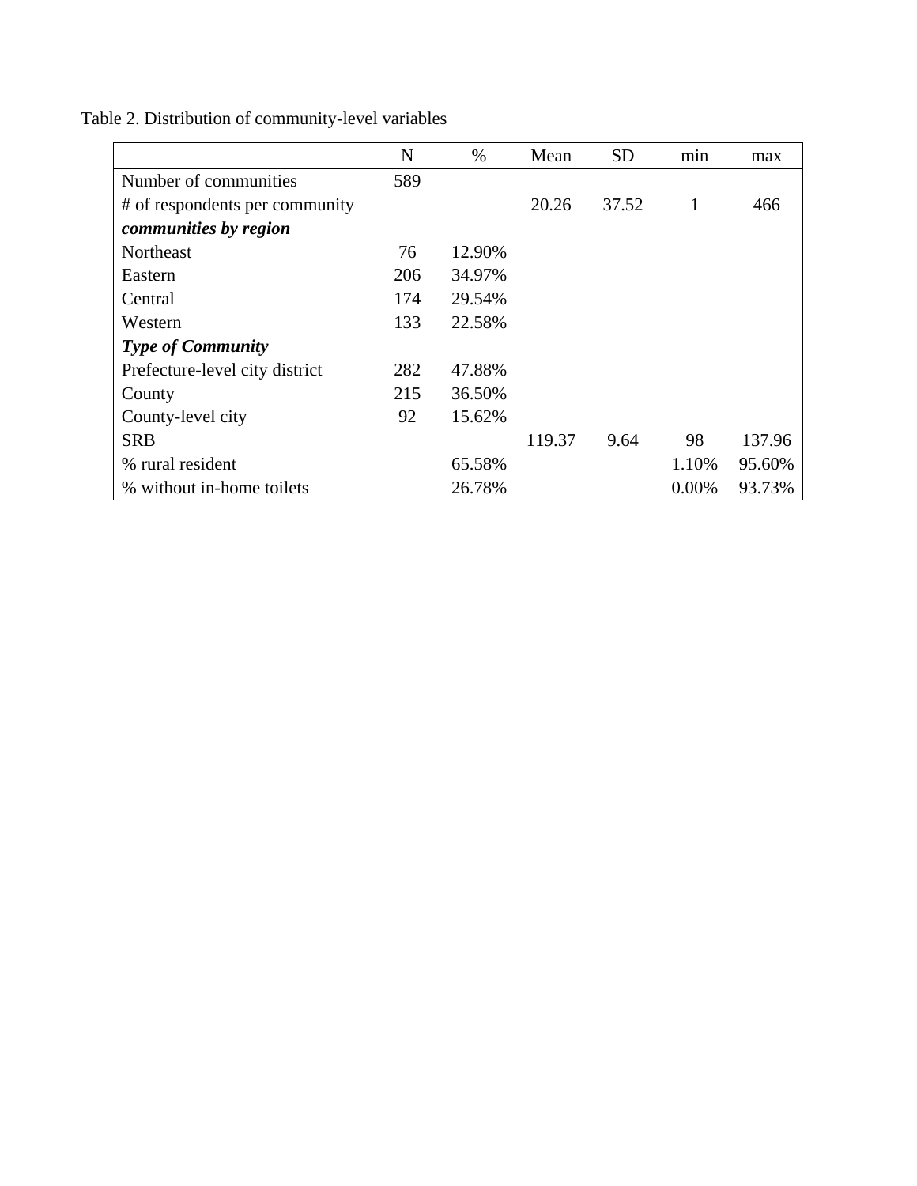Table 2. Distribution of community-level variables

| | N | % | Mean | SD | min | max |
|---|---|---|---|---|---|---|
| Number of communities | 589 | | | | | |
| # of respondents per community | | | 20.26 | 37.52 | 1 | 466 |
| ***communities by region*** | | | | | | |
| Northeast | 76 | 12.90% | | | | |
| Eastern | 206 | 34.97% | | | | |
| Central | 174 | 29.54% | | | | |
| Western | 133 | 22.58% | | | | |
| ***Type of Community*** | | | | | | |
| Prefecture-level city district | 282 | 47.88% | | | | |
| County | 215 | 36.50% | | | | |
| County-level city | 92 | 15.62% | | | | |
| SRB | | | 119.37 | 9.64 | 98 | 137.96 |
| % rural resident | | 65.58% | | | 1.10% | 95.60% |
| % without in-home toilets | | 26.78% | | | 0.00% | 93.73% |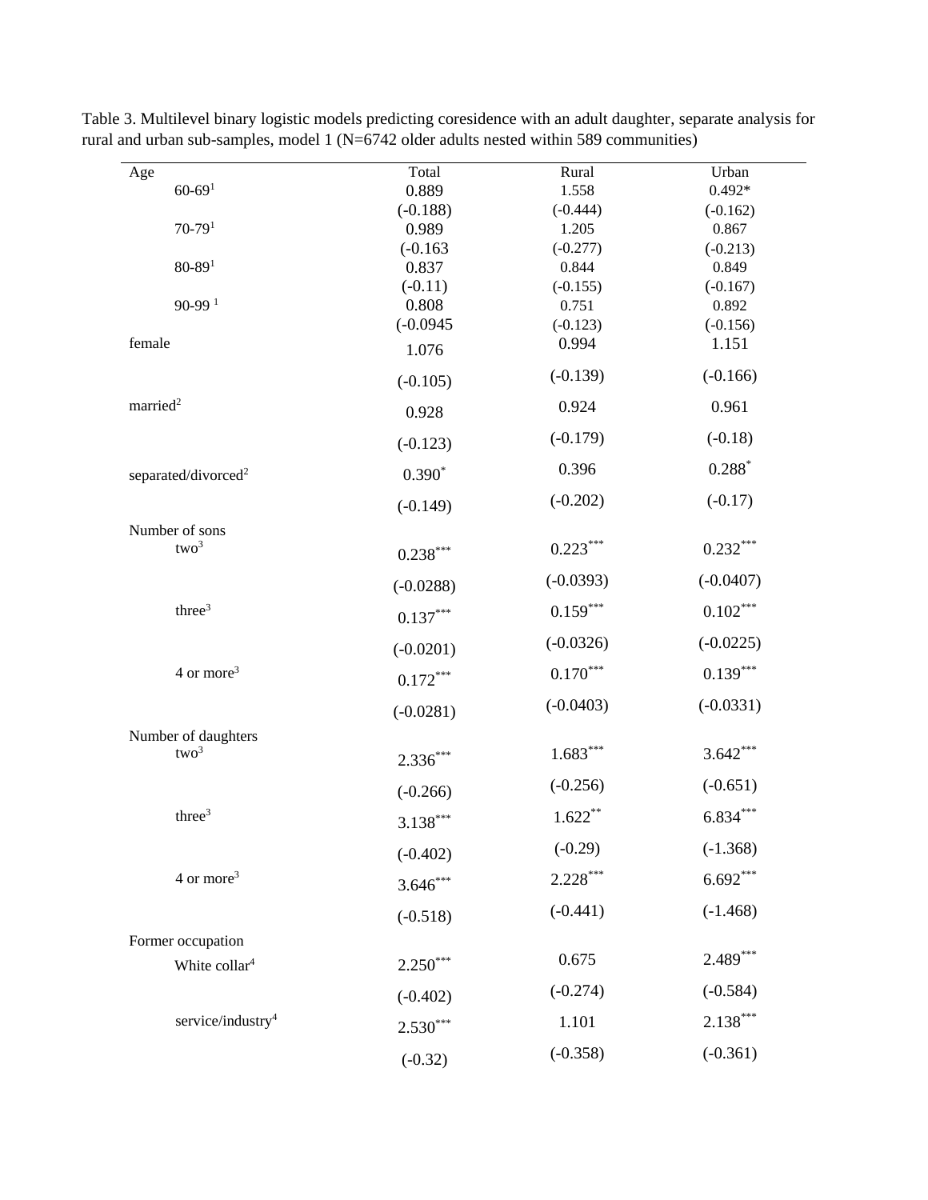Table 3. Multilevel binary logistic models predicting coresidence with an adult daughter, separate analysis for rural and urban sub-samples, model 1 (N=6742 older adults nested within 589 communities)

| Age | Total | Rural | Urban |
|---|---|---|---|
| 60-69[1] | 0.889 | 1.558 | 0.492* |
| | (-0.188) | (-0.444) | (-0.162) |
| 70-79[1] | 0.989 | 1.205 | 0.867 |
| | (-0.163 | (-0.277) | (-0.213) |
| 80-89[1] | 0.837 | 0.844 | 0.849 |
| | (-0.11) | (-0.155) | (-0.167) |
| 90-99 [1] | 0.808 | 0.751 | 0.892 |
| | (-0.0945 | (-0.123) | (-0.156) |
| female | 1.076 | 0.994 | 1.151 |
| | (-0.105) | (-0.139) | (-0.166) |
| married[2] | 0.928 | 0.924 | 0.961 |
| | (-0.123) | (-0.179) | (-0.18) |
| separated/divorced[2] | 0.390* | 0.396 | 0.288* |
| | (-0.149) | (-0.202) | (-0.17) |
| Number of sons | | | |
| two[3] | 0.238*** | 0.223*** | 0.232*** |
| | (-0.0288) | (-0.0393) | (-0.0407) |
| three[3] | 0.137*** | 0.159*** | 0.102*** |
| | (-0.0201) | (-0.0326) | (-0.0225) |
| 4 or more[3] | 0.172*** | 0.170*** | 0.139*** |
| | (-0.0281) | (-0.0403) | (-0.0331) |
| Number of daughters | | | |
| two[3] | 2.336*** | 1.683*** | 3.642*** |
| | (-0.266) | (-0.256) | (-0.651) |
| three[3] | 3.138*** | 1.622** | 6.834*** |
| | (-0.402) | (-0.29) | (-1.368) |
| 4 or more[3] | 3.646*** | 2.228*** | 6.692*** |
| | (-0.518) | (-0.441) | (-1.468) |
| Former occupation | | | |
| White collar[4] | 2.250*** | 0.675 | 2.489*** |
| | (-0.402) | (-0.274) | (-0.584) |
| service/industry[4] | 2.530*** | 1.101 | 2.138*** |
| | (-0.32) | (-0.358) | (-0.361) |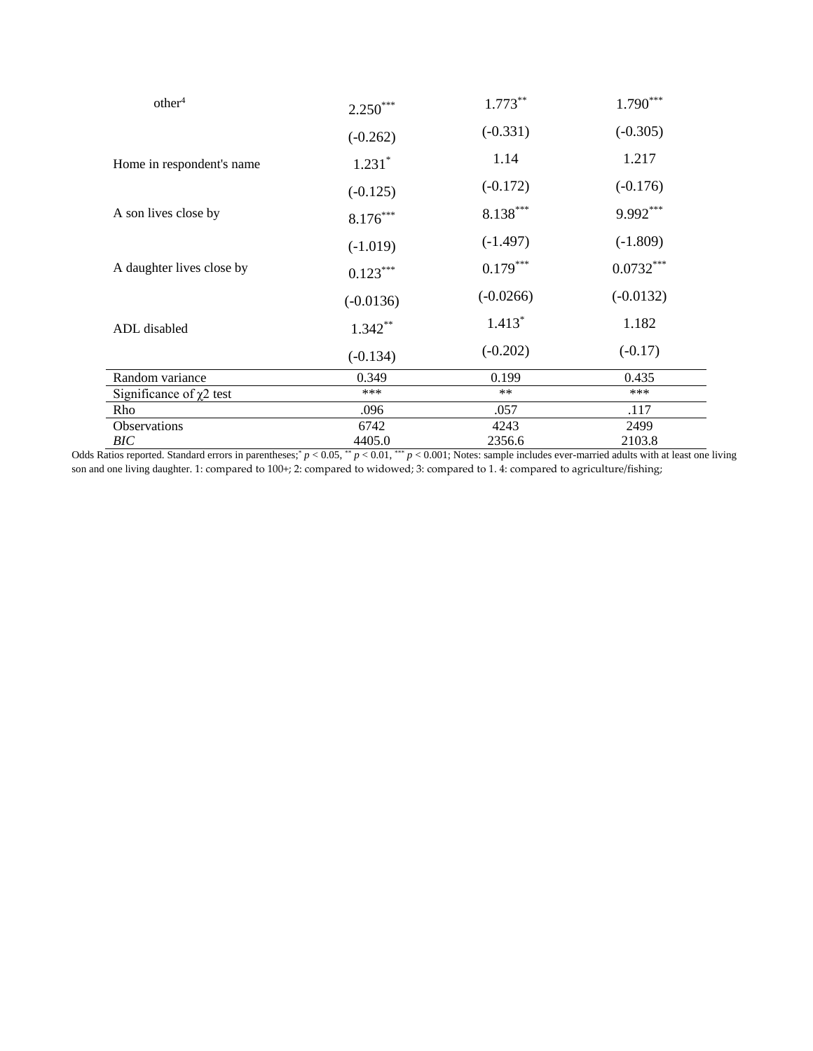| | | | |
|---|---|---|---|
| other[4] | 2.250*** | 1.773** | 1.790*** |
| | (-0.262) | (-0.331) | (-0.305) |
| Home in respondent's name | 1.231* | 1.14 | 1.217 |
| | (-0.125) | (-0.172) | (-0.176) |
| A son lives close by | 8.176*** | 8.138*** | 9.992*** |
| | (-1.019) | (-1.497) | (-1.809) |
| A daughter lives close by | 0.123*** | 0.179*** | 0.0732*** |
| | (-0.0136) | (-0.0266) | (-0.0132) |
| ADL disabled | 1.342** | 1.413* | 1.182 |
| | (-0.134) | (-0.202) | (-0.17) |
| Random variance | 0.349 | 0.199 | 0.435 |
| Significance of $\chi 2$ test | *** | ** | *** |
| Rho | .096 | .057 | .117 |
| Observations | 6742 | 4243 | 2499 |
| *BIC* | 4405.0 | 2356.6 | 2103.8 |

Odds Ratios reported. Standard errors in parentheses; * $p < 0.05$, ** $p < 0.01$, *** $p < 0.001$; Notes: sample includes ever-married adults with at least one living son and one living daughter. 1: compared to 100+; 2: compared to widowed; 3: compared to 1. 4: compared to agriculture/fishing;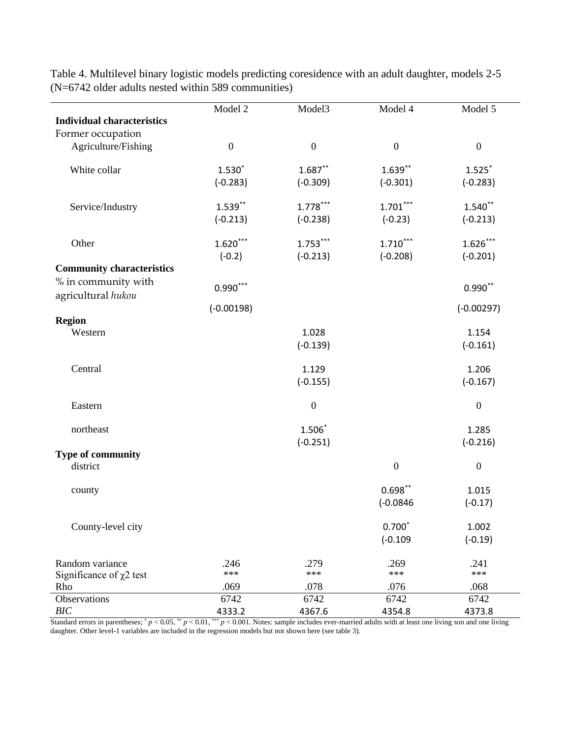Table 4. Multilevel binary logistic models predicting coresidence with an adult daughter, models 2-5 (N=6742 older adults nested within 589 communities)

| | Model 2 | Model3 | Model 4 | Model 5 |
|---|---|---|---|---|
| **Individual characteristics** | | | | |
| Former occupation | | | | |
| Agriculture/Fishing | 0 | 0 | 0 | 0 |
| White collar | 1.530* | 1.687** | 1.639** | 1.525* |
| | (-0.283) | (-0.309) | (-0.301) | (-0.283) |
| Service/Industry | 1.539** | 1.778*** | 1.701*** | 1.540** |
| | (-0.213) | (-0.238) | (-0.23) | (-0.213) |
| Other | 1.620*** | 1.753*** | 1.710*** | 1.626*** |
| | (-0.2) | (-0.213) | (-0.208) | (-0.201) |
| **Community characteristics** | | | | |
| % in community with agricultural *hukou* | 0.990*** | | | 0.990** |
| | (-0.00198) | | | (-0.00297) |
| **Region** | | | | |
| Western | | 1.028 | | 1.154 |
| | | (-0.139) | | (-0.161) |
| Central | | 1.129 | | 1.206 |
| | | (-0.155) | | (-0.167) |
| Eastern | | 0 | | 0 |
| northeast | | 1.506* | | 1.285 |
| | | (-0.251) | | (-0.216) |
| **Type of community** | | | | |
| district | | | 0 | 0 |
| county | | | 0.698** | 1.015 |
| | | | (-0.0846 | (-0.17) |
| County-level city | | | 0.700* | 1.002 |
| | | | (-0.109 | (-0.19) |
| Random variance | .246 | .279 | .269 | .241 |
| Significance of $\chi 2$ test | *** | *** | *** | *** |
| Rho | .069 | .078 | .076 | .068 |
| Observations | 6742 | 6742 | 6742 | 6742 |
| *BIC* | 4333.2 | 4367.6 | 4354.8 | 4373.8 |

Standard errors in parentheses; * $p < 0.05$, ** $p < 0.01$, *** $p < 0.001$. Notes: sample includes ever-married adults with at least one living son and one living daughter. Other level-1 variables are included in the regression models but not shown here (see table 3).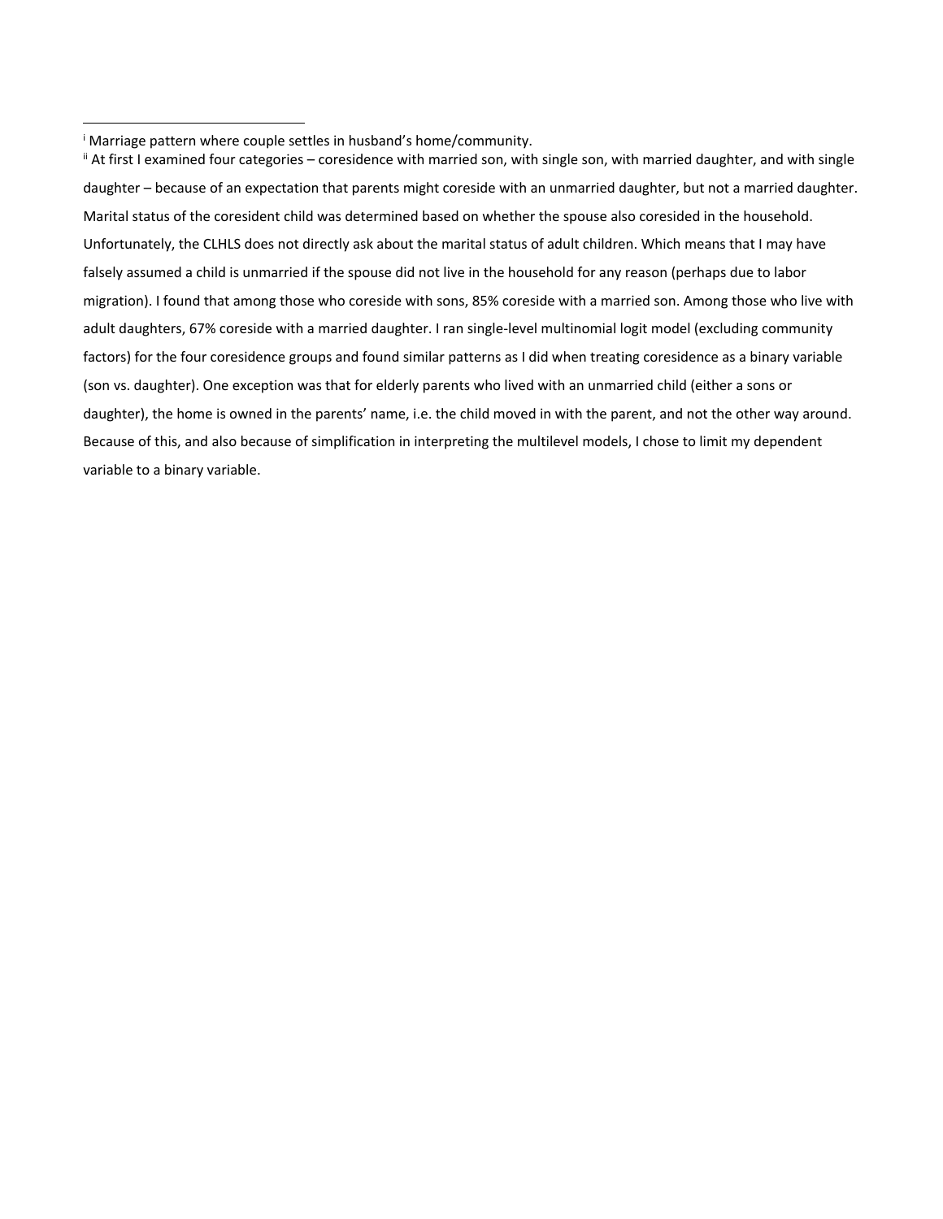[i] Marriage pattern where couple settles in husband's home/community.

[ii] At first I examined four categories – coresidence with married son, with single son, with married daughter, and with single daughter – because of an expectation that parents might coreside with an unmarried daughter, but not a married daughter. Marital status of the coresident child was determined based on whether the spouse also coresided in the household. Unfortunately, the CLHLS does not directly ask about the marital status of adult children. Which means that I may have falsely assumed a child is unmarried if the spouse did not live in the household for any reason (perhaps due to labor migration). I found that among those who coreside with sons, 85% coreside with a married son. Among those who live with adult daughters, 67% coreside with a married daughter. I ran single-level multinomial logit model (excluding community factors) for the four coresidence groups and found similar patterns as I did when treating coresidence as a binary variable (son vs. daughter). One exception was that for elderly parents who lived with an unmarried child (either a sons or daughter), the home is owned in the parents' name, i.e. the child moved in with the parent, and not the other way around. Because of this, and also because of simplification in interpreting the multilevel models, I chose to limit my dependent variable to a binary variable.